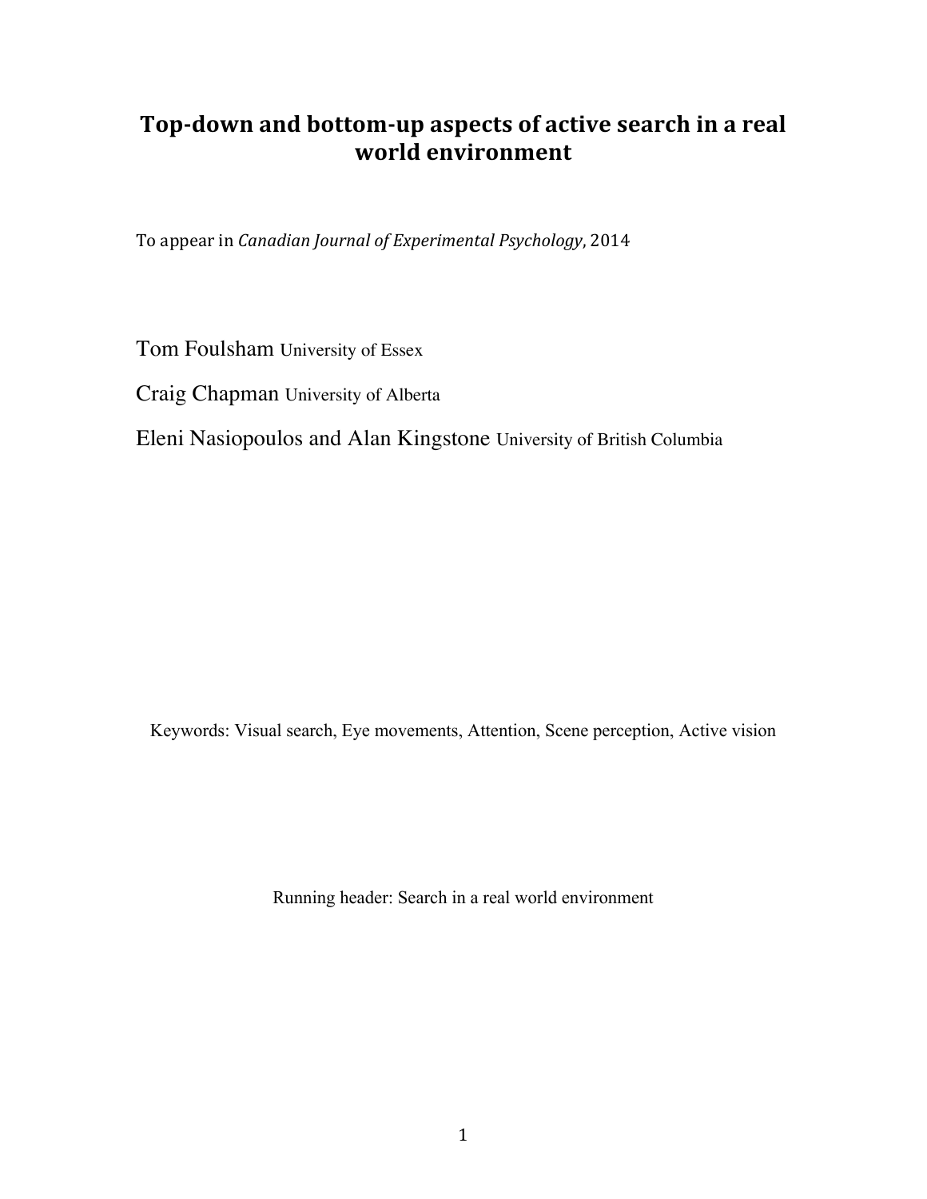# Top-down and bottom-up aspects of active search in a real world environment

To appear in *Canadian Journal of Experimental Psychology*, 2014

Tom Foulsham University of Essex

Craig Chapman University of Alberta

Eleni Nasiopoulos and Alan Kingstone University of British Columbia

Keywords: Visual search, Eye movements, Attention, Scene perception, Active vision

Running header: Search in a real world environment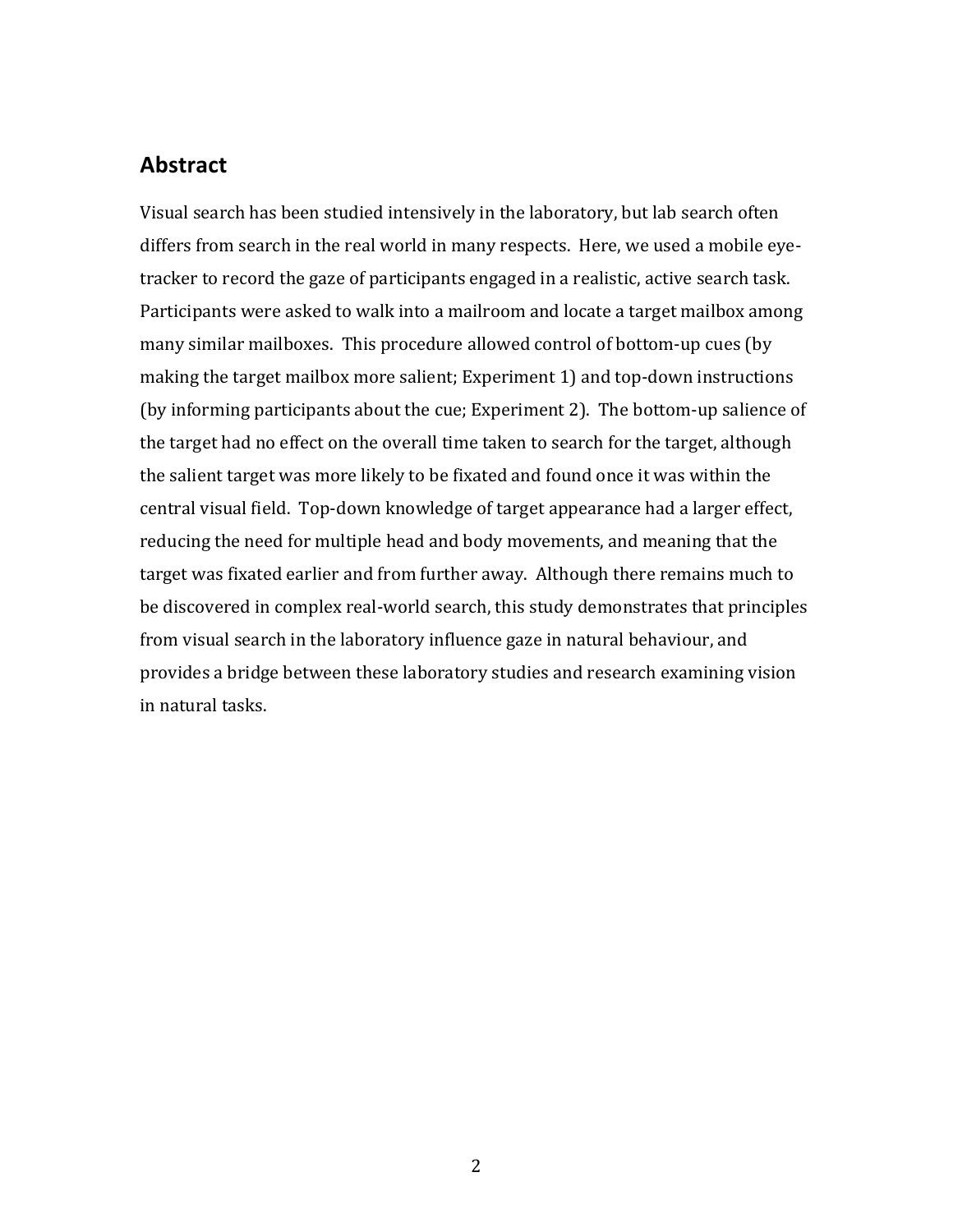## Abstract

Visual search has been studied intensively in the laboratory, but lab search often differs from search in the real world in many respects. Here, we used a mobile eye-tracker to record the gaze of participants engaged in a realistic, active search task. Participants were asked to walk into a mailroom and locate a target mailbox among many similar mailboxes. This procedure allowed control of bottom-up cues (by making the target mailbox more salient; Experiment 1) and top-down instructions (by informing participants about the cue; Experiment 2). The bottom-up salience of the target had no effect on the overall time taken to search for the target, although the salient target was more likely to be fixated and found once it was within the central visual field. Top-down knowledge of target appearance had a larger effect, reducing the need for multiple head and body movements, and meaning that the target was fixated earlier and from further away. Although there remains much to be discovered in complex real-world search, this study demonstrates that principles from visual search in the laboratory influence gaze in natural behaviour, and provides a bridge between these laboratory studies and research examining vision in natural tasks.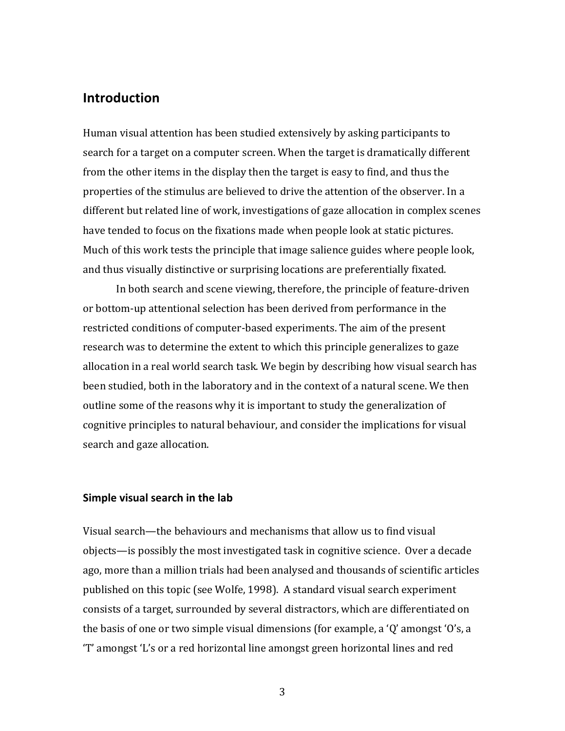## Introduction

Human visual attention has been studied extensively by asking participants to search for a target on a computer screen. When the target is dramatically different from the other items in the display then the target is easy to find, and thus the properties of the stimulus are believed to drive the attention of the observer. In a different but related line of work, investigations of gaze allocation in complex scenes have tended to focus on the fixations made when people look at static pictures. Much of this work tests the principle that image salience guides where people look, and thus visually distinctive or surprising locations are preferentially fixated.

In both search and scene viewing, therefore, the principle of feature-driven or bottom-up attentional selection has been derived from performance in the restricted conditions of computer-based experiments. The aim of the present research was to determine the extent to which this principle generalizes to gaze allocation in a real world search task. We begin by describing how visual search has been studied, both in the laboratory and in the context of a natural scene. We then outline some of the reasons why it is important to study the generalization of cognitive principles to natural behaviour, and consider the implications for visual search and gaze allocation.

### Simple visual search in the lab

Visual search—the behaviours and mechanisms that allow us to find visual objects—is possibly the most investigated task in cognitive science. Over a decade ago, more than a million trials had been analysed and thousands of scientific articles published on this topic (see Wolfe, 1998). A standard visual search experiment consists of a target, surrounded by several distractors, which are differentiated on the basis of one or two simple visual dimensions (for example, a 'Q' amongst 'O's, a 'T' amongst 'L's or a red horizontal line amongst green horizontal lines and red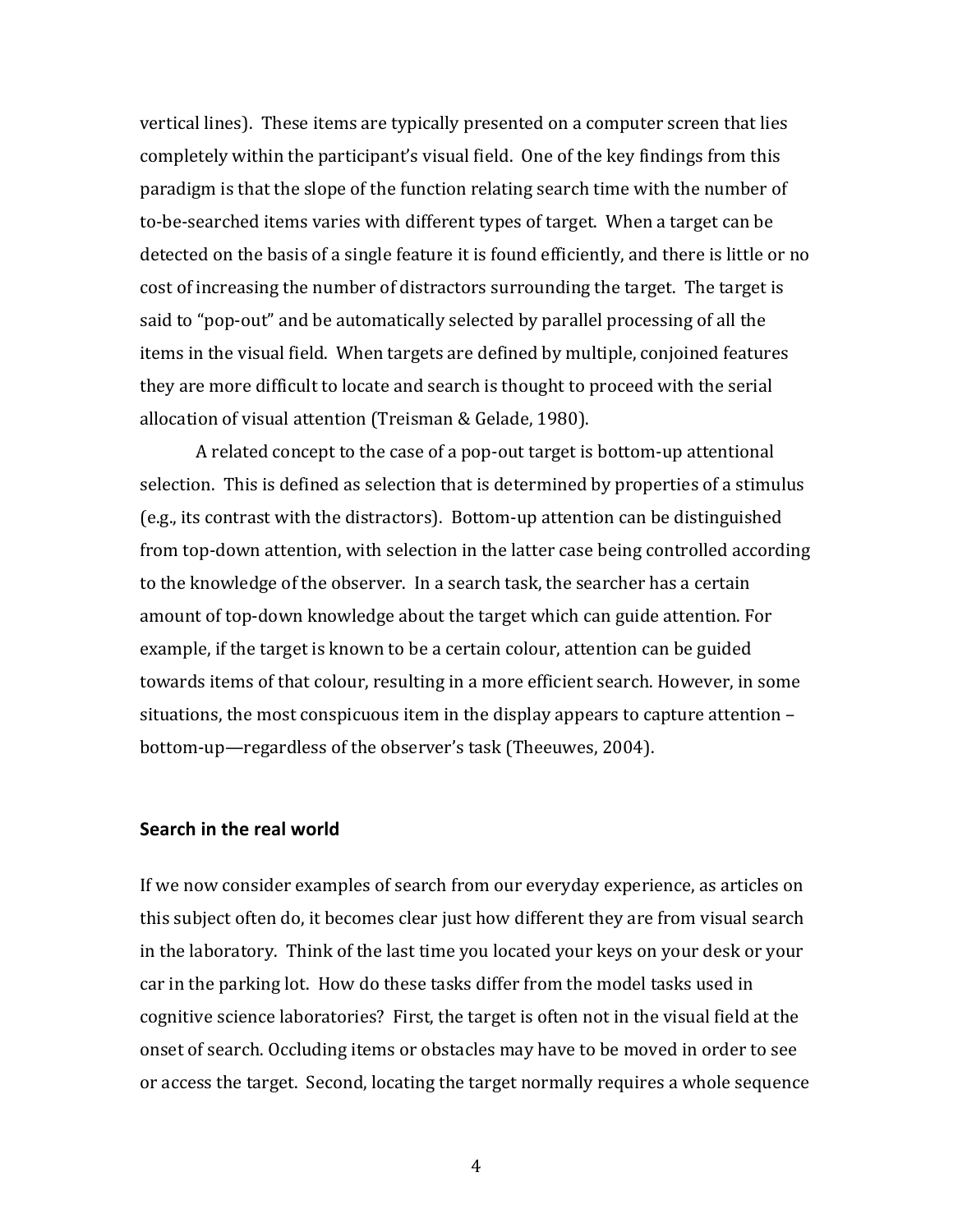vertical lines). These items are typically presented on a computer screen that lies completely within the participant's visual field. One of the key findings from this paradigm is that the slope of the function relating search time with the number of to-be-searched items varies with different types of target. When a target can be detected on the basis of a single feature it is found efficiently, and there is little or no cost of increasing the number of distractors surrounding the target. The target is said to "pop-out" and be automatically selected by parallel processing of all the items in the visual field. When targets are defined by multiple, conjoined features they are more difficult to locate and search is thought to proceed with the serial allocation of visual attention (Treisman & Gelade, 1980).

A related concept to the case of a pop-out target is bottom-up attentional selection. This is defined as selection that is determined by properties of a stimulus (e.g., its contrast with the distractors). Bottom-up attention can be distinguished from top-down attention, with selection in the latter case being controlled according to the knowledge of the observer. In a search task, the searcher has a certain amount of top-down knowledge about the target which can guide attention. For example, if the target is known to be a certain colour, attention can be guided towards items of that colour, resulting in a more efficient search. However, in some situations, the most conspicuous item in the display appears to capture attention – bottom-up—regardless of the observer's task (Theeuwes, 2004).

## Search in the real world

If we now consider examples of search from our everyday experience, as articles on this subject often do, it becomes clear just how different they are from visual search in the laboratory. Think of the last time you located your keys on your desk or your car in the parking lot. How do these tasks differ from the model tasks used in cognitive science laboratories? First, the target is often not in the visual field at the onset of search. Occluding items or obstacles may have to be moved in order to see or access the target. Second, locating the target normally requires a whole sequence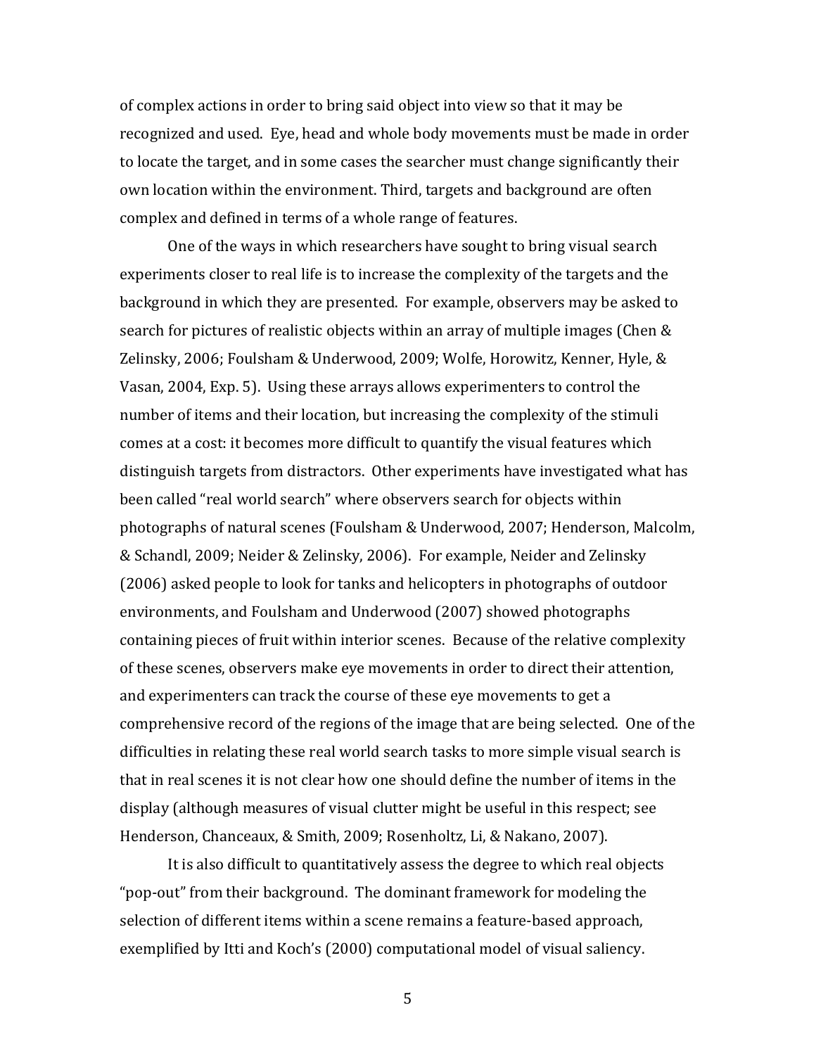of complex actions in order to bring said object into view so that it may be recognized and used. Eye, head and whole body movements must be made in order to locate the target, and in some cases the searcher must change significantly their own location within the environment. Third, targets and background are often complex and defined in terms of a whole range of features.

One of the ways in which researchers have sought to bring visual search experiments closer to real life is to increase the complexity of the targets and the background in which they are presented. For example, observers may be asked to search for pictures of realistic objects within an array of multiple images (Chen & Zelinsky, 2006; Foulsham & Underwood, 2009; Wolfe, Horowitz, Kenner, Hyle, & Vasan, 2004, Exp. 5). Using these arrays allows experimenters to control the number of items and their location, but increasing the complexity of the stimuli comes at a cost: it becomes more difficult to quantify the visual features which distinguish targets from distractors. Other experiments have investigated what has been called "real world search" where observers search for objects within photographs of natural scenes (Foulsham & Underwood, 2007; Henderson, Malcolm, & Schandl, 2009; Neider & Zelinsky, 2006). For example, Neider and Zelinsky (2006) asked people to look for tanks and helicopters in photographs of outdoor environments, and Foulsham and Underwood (2007) showed photographs containing pieces of fruit within interior scenes. Because of the relative complexity of these scenes, observers make eye movements in order to direct their attention, and experimenters can track the course of these eye movements to get a comprehensive record of the regions of the image that are being selected. One of the difficulties in relating these real world search tasks to more simple visual search is that in real scenes it is not clear how one should define the number of items in the display (although measures of visual clutter might be useful in this respect; see Henderson, Chanceaux, & Smith, 2009; Rosenholtz, Li, & Nakano, 2007).

It is also difficult to quantitatively assess the degree to which real objects "pop-out" from their background. The dominant framework for modeling the selection of different items within a scene remains a feature-based approach, exemplified by Itti and Koch's (2000) computational model of visual saliency.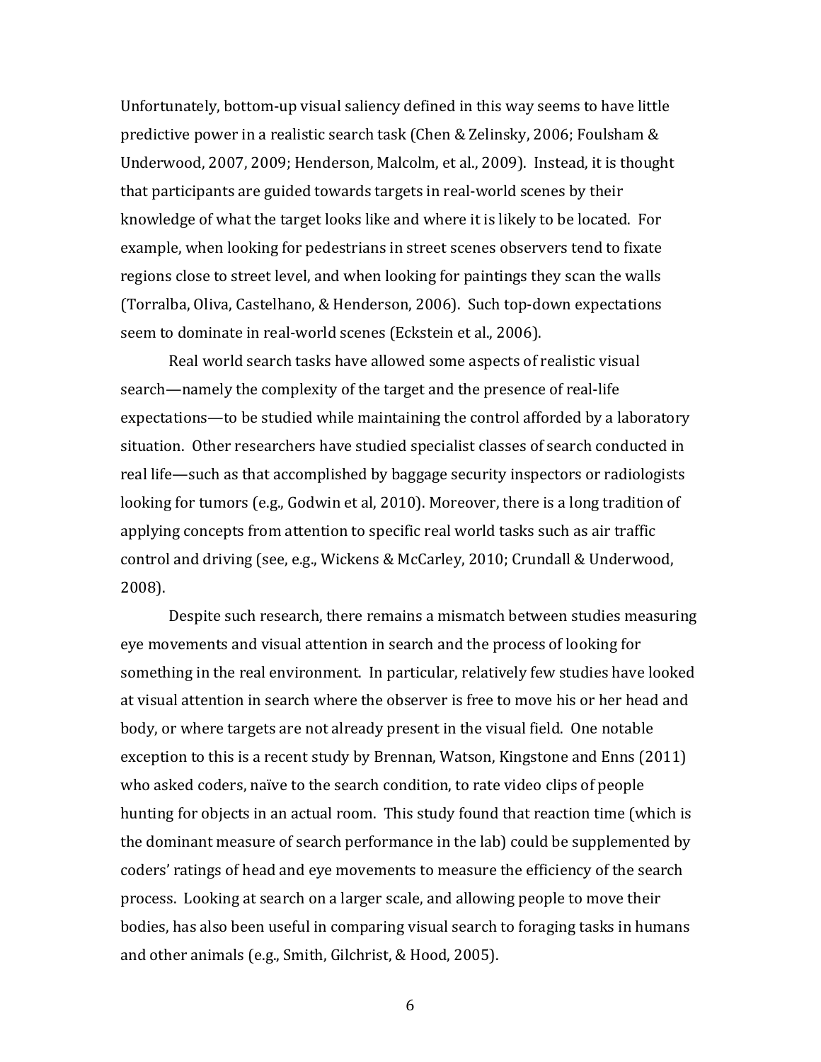Unfortunately, bottom-up visual saliency defined in this way seems to have little predictive power in a realistic search task (Chen & Zelinsky, 2006; Foulsham & Underwood, 2007, 2009; Henderson, Malcolm, et al., 2009). Instead, it is thought that participants are guided towards targets in real-world scenes by their knowledge of what the target looks like and where it is likely to be located. For example, when looking for pedestrians in street scenes observers tend to fixate regions close to street level, and when looking for paintings they scan the walls (Torralba, Oliva, Castelhano, & Henderson, 2006). Such top-down expectations seem to dominate in real-world scenes (Eckstein et al., 2006).

Real world search tasks have allowed some aspects of realistic visual search—namely the complexity of the target and the presence of real-life expectations—to be studied while maintaining the control afforded by a laboratory situation. Other researchers have studied specialist classes of search conducted in real life—such as that accomplished by baggage security inspectors or radiologists looking for tumors (e.g., Godwin et al, 2010). Moreover, there is a long tradition of applying concepts from attention to specific real world tasks such as air traffic control and driving (see, e.g., Wickens & McCarley, 2010; Crundall & Underwood, 2008).

Despite such research, there remains a mismatch between studies measuring eye movements and visual attention in search and the process of looking for something in the real environment. In particular, relatively few studies have looked at visual attention in search where the observer is free to move his or her head and body, or where targets are not already present in the visual field. One notable exception to this is a recent study by Brennan, Watson, Kingstone and Enns (2011) who asked coders, naïve to the search condition, to rate video clips of people hunting for objects in an actual room. This study found that reaction time (which is the dominant measure of search performance in the lab) could be supplemented by coders' ratings of head and eye movements to measure the efficiency of the search process. Looking at search on a larger scale, and allowing people to move their bodies, has also been useful in comparing visual search to foraging tasks in humans and other animals (e.g., Smith, Gilchrist, & Hood, 2005).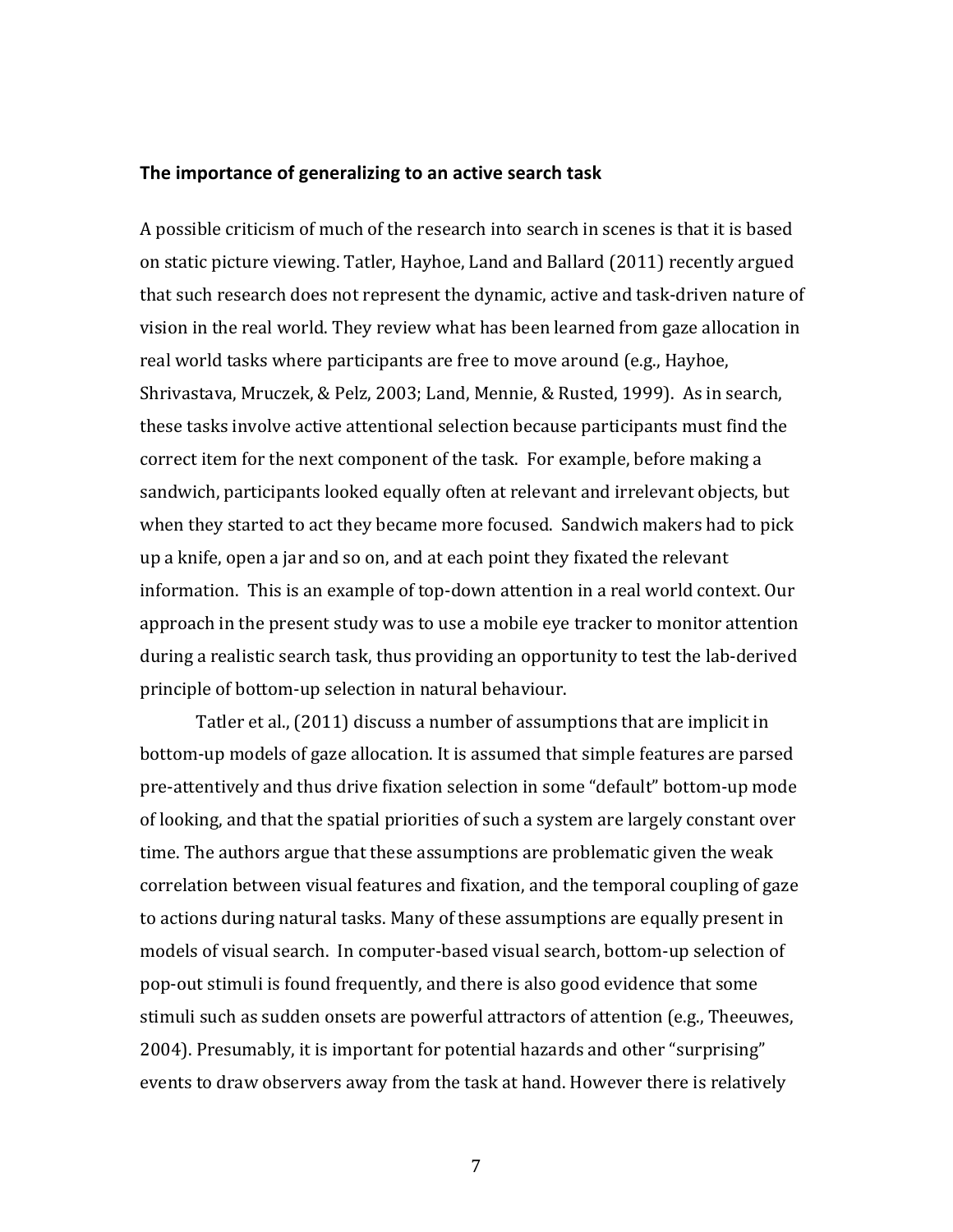### The importance of generalizing to an active search task

A possible criticism of much of the research into search in scenes is that it is based on static picture viewing. Tatler, Hayhoe, Land and Ballard (2011) recently argued that such research does not represent the dynamic, active and task-driven nature of vision in the real world. They review what has been learned from gaze allocation in real world tasks where participants are free to move around (e.g., Hayhoe, Shrivastava, Mruczek, & Pelz, 2003; Land, Mennie, & Rusted, 1999). As in search, these tasks involve active attentional selection because participants must find the correct item for the next component of the task. For example, before making a sandwich, participants looked equally often at relevant and irrelevant objects, but when they started to act they became more focused. Sandwich makers had to pick up a knife, open a jar and so on, and at each point they fixated the relevant information. This is an example of top-down attention in a real world context. Our approach in the present study was to use a mobile eye tracker to monitor attention during a realistic search task, thus providing an opportunity to test the lab-derived principle of bottom-up selection in natural behaviour.

Tatler et al., (2011) discuss a number of assumptions that are implicit in bottom-up models of gaze allocation. It is assumed that simple features are parsed pre-attentively and thus drive fixation selection in some "default" bottom-up mode of looking, and that the spatial priorities of such a system are largely constant over time. The authors argue that these assumptions are problematic given the weak correlation between visual features and fixation, and the temporal coupling of gaze to actions during natural tasks. Many of these assumptions are equally present in models of visual search. In computer-based visual search, bottom-up selection of pop-out stimuli is found frequently, and there is also good evidence that some stimuli such as sudden onsets are powerful attractors of attention (e.g., Theeuwes, 2004). Presumably, it is important for potential hazards and other "surprising" events to draw observers away from the task at hand. However there is relatively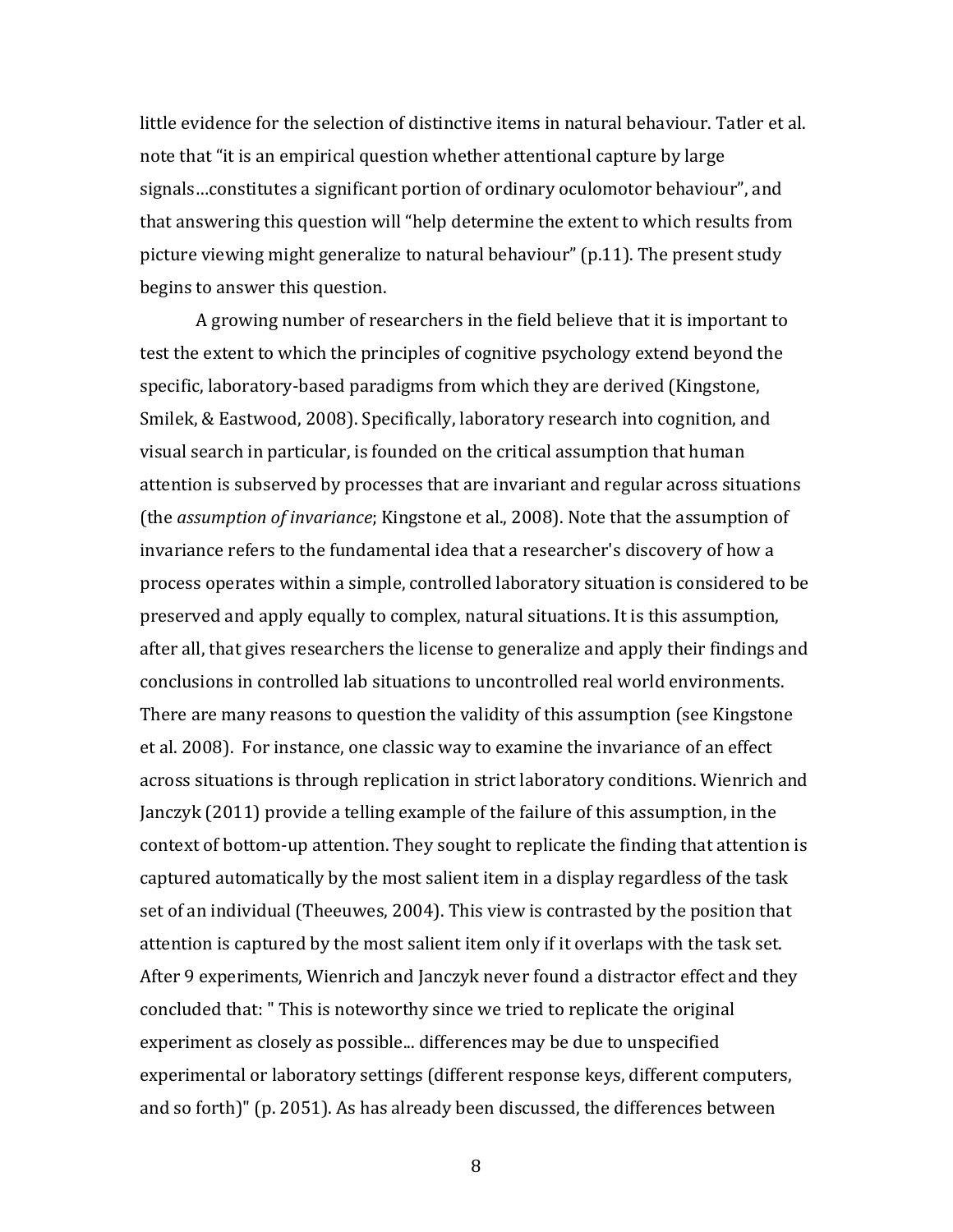little evidence for the selection of distinctive items in natural behaviour. Tatler et al. note that "it is an empirical question whether attentional capture by large signals…constitutes a significant portion of ordinary oculomotor behaviour", and that answering this question will "help determine the extent to which results from picture viewing might generalize to natural behaviour" (p.11). The present study begins to answer this question.

A growing number of researchers in the field believe that it is important to test the extent to which the principles of cognitive psychology extend beyond the specific, laboratory-based paradigms from which they are derived (Kingstone, Smilek, & Eastwood, 2008). Specifically, laboratory research into cognition, and visual search in particular, is founded on the critical assumption that human attention is subserved by processes that are invariant and regular across situations (the *assumption of invariance*; Kingstone et al., 2008). Note that the assumption of invariance refers to the fundamental idea that a researcher's discovery of how a process operates within a simple, controlled laboratory situation is considered to be preserved and apply equally to complex, natural situations. It is this assumption, after all, that gives researchers the license to generalize and apply their findings and conclusions in controlled lab situations to uncontrolled real world environments. There are many reasons to question the validity of this assumption (see Kingstone et al. 2008). For instance, one classic way to examine the invariance of an effect across situations is through replication in strict laboratory conditions. Wienrich and Janczyk (2011) provide a telling example of the failure of this assumption, in the context of bottom-up attention. They sought to replicate the finding that attention is captured automatically by the most salient item in a display regardless of the task set of an individual (Theeuwes, 2004). This view is contrasted by the position that attention is captured by the most salient item only if it overlaps with the task set. After 9 experiments, Wienrich and Janczyk never found a distractor effect and they concluded that: " This is noteworthy since we tried to replicate the original experiment as closely as possible... differences may be due to unspecified experimental or laboratory settings (different response keys, different computers, and so forth)" (p. 2051). As has already been discussed, the differences between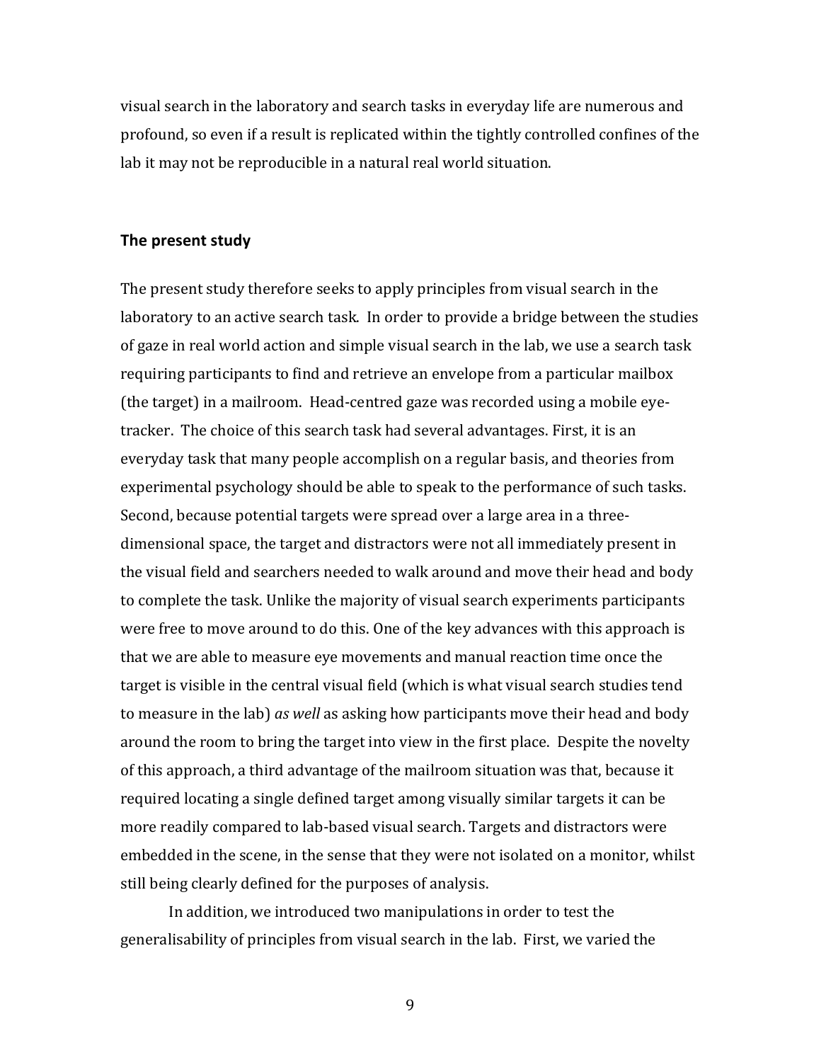visual search in the laboratory and search tasks in everyday life are numerous and profound, so even if a result is replicated within the tightly controlled confines of the lab it may not be reproducible in a natural real world situation.

## The present study

The present study therefore seeks to apply principles from visual search in the laboratory to an active search task. In order to provide a bridge between the studies of gaze in real world action and simple visual search in the lab, we use a search task requiring participants to find and retrieve an envelope from a particular mailbox (the target) in a mailroom. Head-centred gaze was recorded using a mobile eye-tracker. The choice of this search task had several advantages. First, it is an everyday task that many people accomplish on a regular basis, and theories from experimental psychology should be able to speak to the performance of such tasks. Second, because potential targets were spread over a large area in a three-dimensional space, the target and distractors were not all immediately present in the visual field and searchers needed to walk around and move their head and body to complete the task. Unlike the majority of visual search experiments participants were free to move around to do this. One of the key advances with this approach is that we are able to measure eye movements and manual reaction time once the target is visible in the central visual field (which is what visual search studies tend to measure in the lab) *as well* as asking how participants move their head and body around the room to bring the target into view in the first place. Despite the novelty of this approach, a third advantage of the mailroom situation was that, because it required locating a single defined target among visually similar targets it can be more readily compared to lab-based visual search. Targets and distractors were embedded in the scene, in the sense that they were not isolated on a monitor, whilst still being clearly defined for the purposes of analysis.

In addition, we introduced two manipulations in order to test the generalisability of principles from visual search in the lab. First, we varied the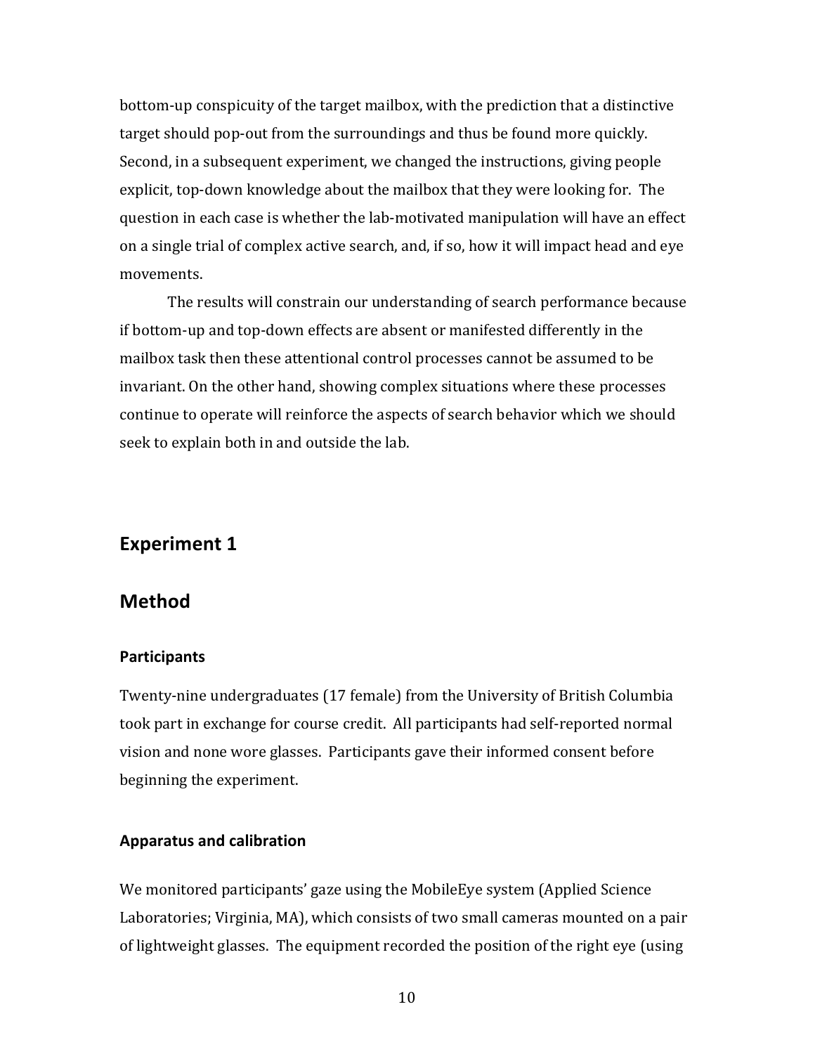bottom-up conspicuity of the target mailbox, with the prediction that a distinctive target should pop-out from the surroundings and thus be found more quickly. Second, in a subsequent experiment, we changed the instructions, giving people explicit, top-down knowledge about the mailbox that they were looking for. The question in each case is whether the lab-motivated manipulation will have an effect on a single trial of complex active search, and, if so, how it will impact head and eye movements.

The results will constrain our understanding of search performance because if bottom-up and top-down effects are absent or manifested differently in the mailbox task then these attentional control processes cannot be assumed to be invariant. On the other hand, showing complex situations where these processes continue to operate will reinforce the aspects of search behavior which we should seek to explain both in and outside the lab.

## Experiment 1

## Method

### Participants

Twenty-nine undergraduates (17 female) from the University of British Columbia took part in exchange for course credit. All participants had self-reported normal vision and none wore glasses. Participants gave their informed consent before beginning the experiment.

### Apparatus and calibration

We monitored participants' gaze using the MobileEye system (Applied Science Laboratories; Virginia, MA), which consists of two small cameras mounted on a pair of lightweight glasses. The equipment recorded the position of the right eye (using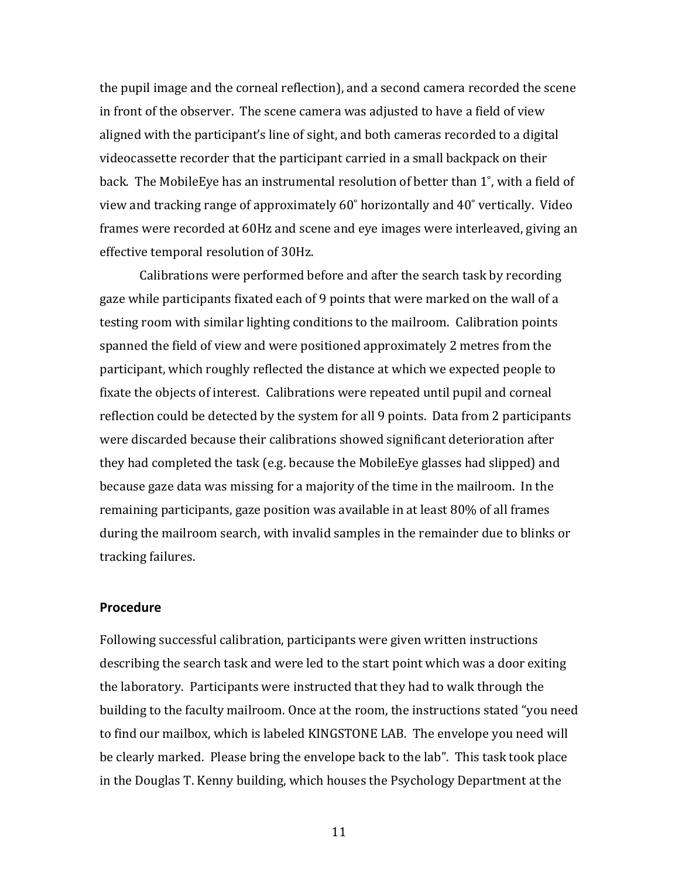the pupil image and the corneal reflection), and a second camera recorded the scene in front of the observer. The scene camera was adjusted to have a field of view aligned with the participant's line of sight, and both cameras recorded to a digital videocassette recorder that the participant carried in a small backpack on their back. The MobileEye has an instrumental resolution of better than 1˚, with a field of view and tracking range of approximately 60˚ horizontally and 40˚ vertically. Video frames were recorded at 60Hz and scene and eye images were interleaved, giving an effective temporal resolution of 30Hz.

Calibrations were performed before and after the search task by recording gaze while participants fixated each of 9 points that were marked on the wall of a testing room with similar lighting conditions to the mailroom. Calibration points spanned the field of view and were positioned approximately 2 metres from the participant, which roughly reflected the distance at which we expected people to fixate the objects of interest. Calibrations were repeated until pupil and corneal reflection could be detected by the system for all 9 points. Data from 2 participants were discarded because their calibrations showed significant deterioration after they had completed the task (e.g. because the MobileEye glasses had slipped) and because gaze data was missing for a majority of the time in the mailroom. In the remaining participants, gaze position was available in at least 80% of all frames during the mailroom search, with invalid samples in the remainder due to blinks or tracking failures.

## Procedure

Following successful calibration, participants were given written instructions describing the search task and were led to the start point which was a door exiting the laboratory. Participants were instructed that they had to walk through the building to the faculty mailroom. Once at the room, the instructions stated "you need to find our mailbox, which is labeled KINGSTONE LAB. The envelope you need will be clearly marked. Please bring the envelope back to the lab". This task took place in the Douglas T. Kenny building, which houses the Psychology Department at the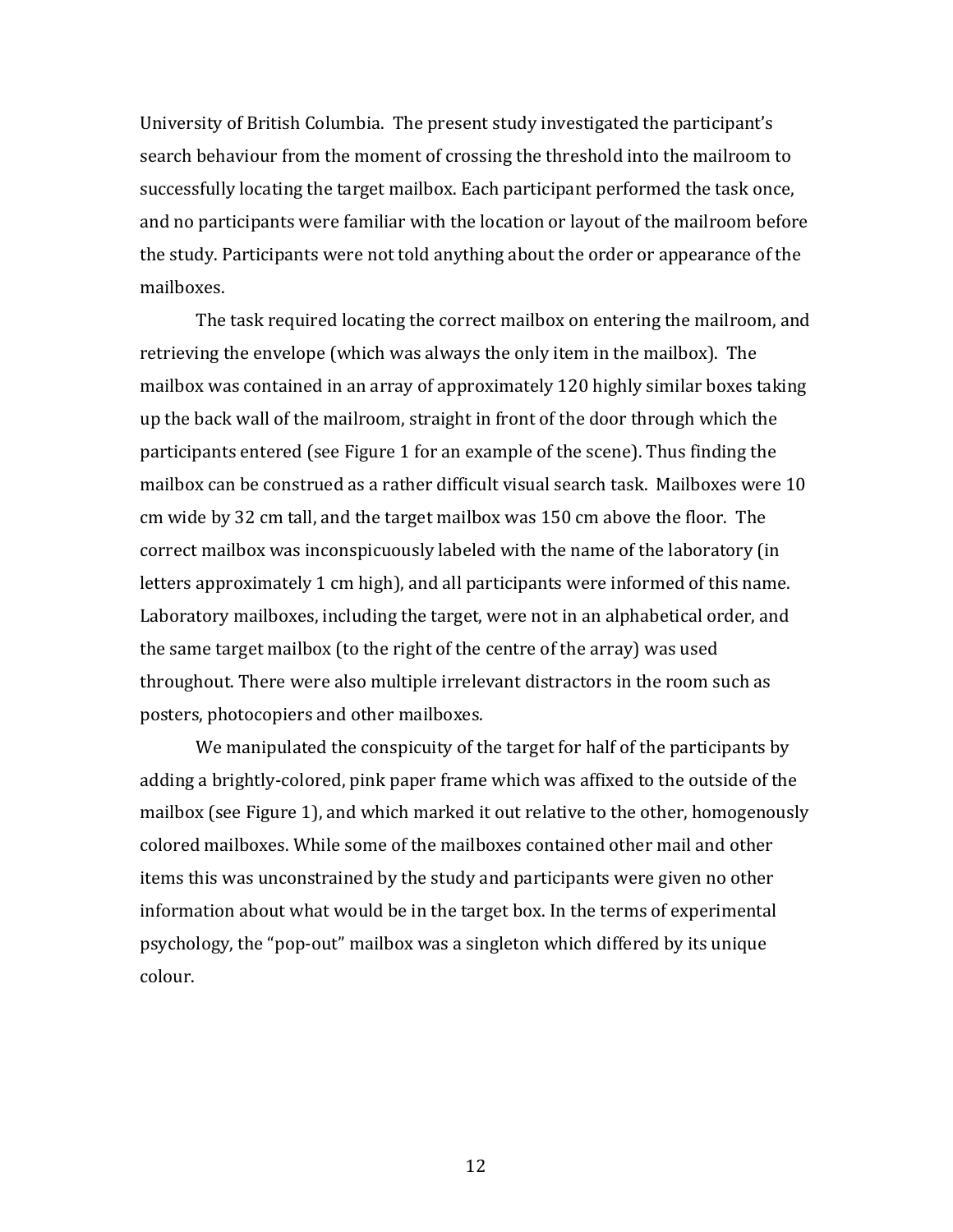University of British Columbia. The present study investigated the participant's search behaviour from the moment of crossing the threshold into the mailroom to successfully locating the target mailbox. Each participant performed the task once, and no participants were familiar with the location or layout of the mailroom before the study. Participants were not told anything about the order or appearance of the mailboxes.

The task required locating the correct mailbox on entering the mailroom, and retrieving the envelope (which was always the only item in the mailbox). The mailbox was contained in an array of approximately 120 highly similar boxes taking up the back wall of the mailroom, straight in front of the door through which the participants entered (see Figure 1 for an example of the scene). Thus finding the mailbox can be construed as a rather difficult visual search task. Mailboxes were 10 cm wide by 32 cm tall, and the target mailbox was 150 cm above the floor. The correct mailbox was inconspicuously labeled with the name of the laboratory (in letters approximately 1 cm high), and all participants were informed of this name. Laboratory mailboxes, including the target, were not in an alphabetical order, and the same target mailbox (to the right of the centre of the array) was used throughout. There were also multiple irrelevant distractors in the room such as posters, photocopiers and other mailboxes.

We manipulated the conspicuity of the target for half of the participants by adding a brightly-colored, pink paper frame which was affixed to the outside of the mailbox (see Figure 1), and which marked it out relative to the other, homogenously colored mailboxes. While some of the mailboxes contained other mail and other items this was unconstrained by the study and participants were given no other information about what would be in the target box. In the terms of experimental psychology, the "pop-out" mailbox was a singleton which differed by its unique colour.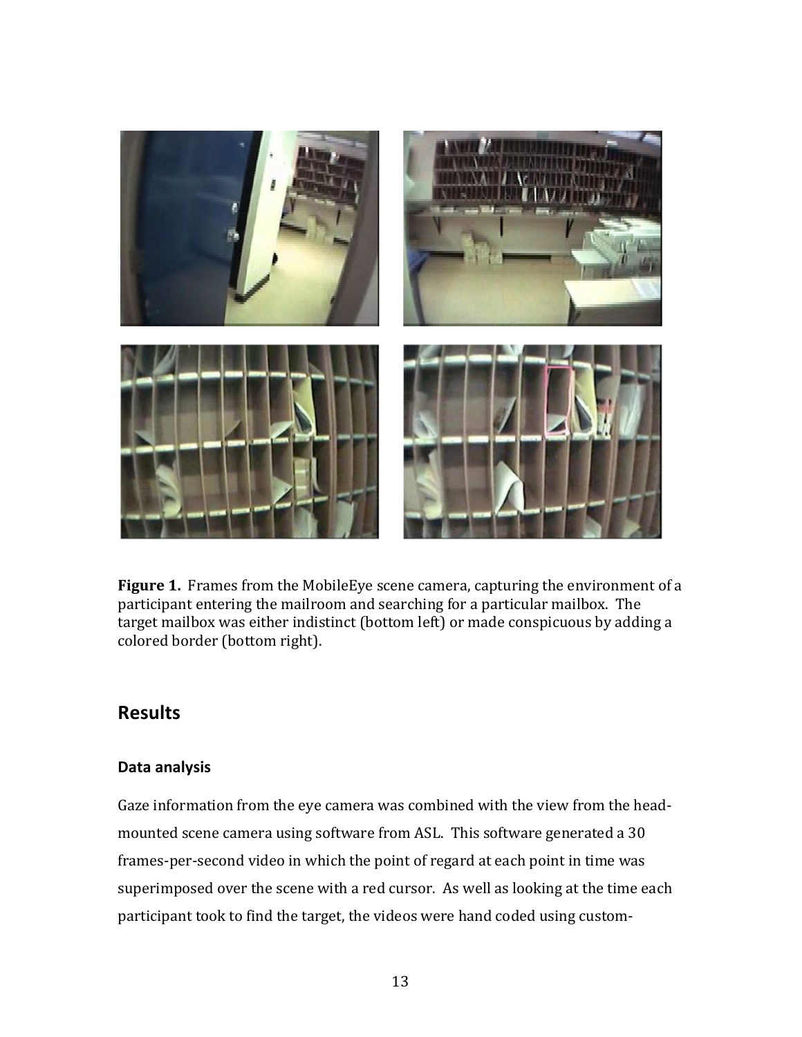**Figure 1.** Frames from the MobileEye scene camera, capturing the environment of a participant entering the mailroom and searching for a particular mailbox. The target mailbox was either indistinct (bottom left) or made conspicuous by adding a colored border (bottom right).

## Results

### Data analysis

Gaze information from the eye camera was combined with the view from the head-mounted scene camera using software from ASL. This software generated a 30 frames-per-second video in which the point of regard at each point in time was superimposed over the scene with a red cursor. As well as looking at the time each participant took to find the target, the videos were hand coded using custom-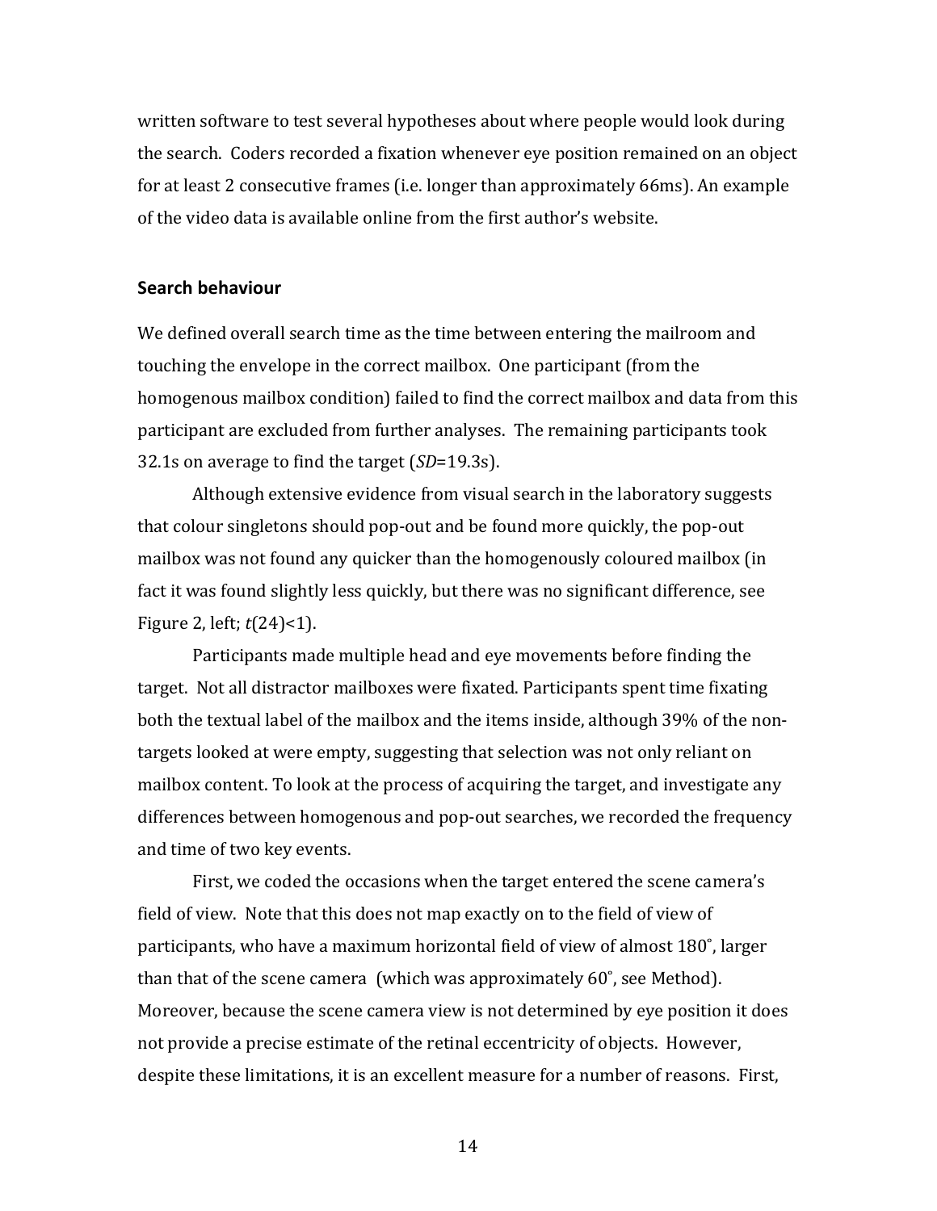written software to test several hypotheses about where people would look during the search. Coders recorded a fixation whenever eye position remained on an object for at least 2 consecutive frames (i.e. longer than approximately 66ms). An example of the video data is available online from the first author's website.

## Search behaviour

We defined overall search time as the time between entering the mailroom and touching the envelope in the correct mailbox. One participant (from the homogenous mailbox condition) failed to find the correct mailbox and data from this participant are excluded from further analyses. The remaining participants took 32.1s on average to find the target (*SD*=19.3s).

Although extensive evidence from visual search in the laboratory suggests that colour singletons should pop-out and be found more quickly, the pop-out mailbox was not found any quicker than the homogenously coloured mailbox (in fact it was found slightly less quickly, but there was no significant difference, see Figure 2, left; $t(24)<1$).

Participants made multiple head and eye movements before finding the target. Not all distractor mailboxes were fixated. Participants spent time fixating both the textual label of the mailbox and the items inside, although 39% of the non-targets looked at were empty, suggesting that selection was not only reliant on mailbox content. To look at the process of acquiring the target, and investigate any differences between homogenous and pop-out searches, we recorded the frequency and time of two key events.

First, we coded the occasions when the target entered the scene camera's field of view. Note that this does not map exactly on to the field of view of participants, who have a maximum horizontal field of view of almost 180˚, larger than that of the scene camera (which was approximately 60˚, see Method). Moreover, because the scene camera view is not determined by eye position it does not provide a precise estimate of the retinal eccentricity of objects. However, despite these limitations, it is an excellent measure for a number of reasons. First,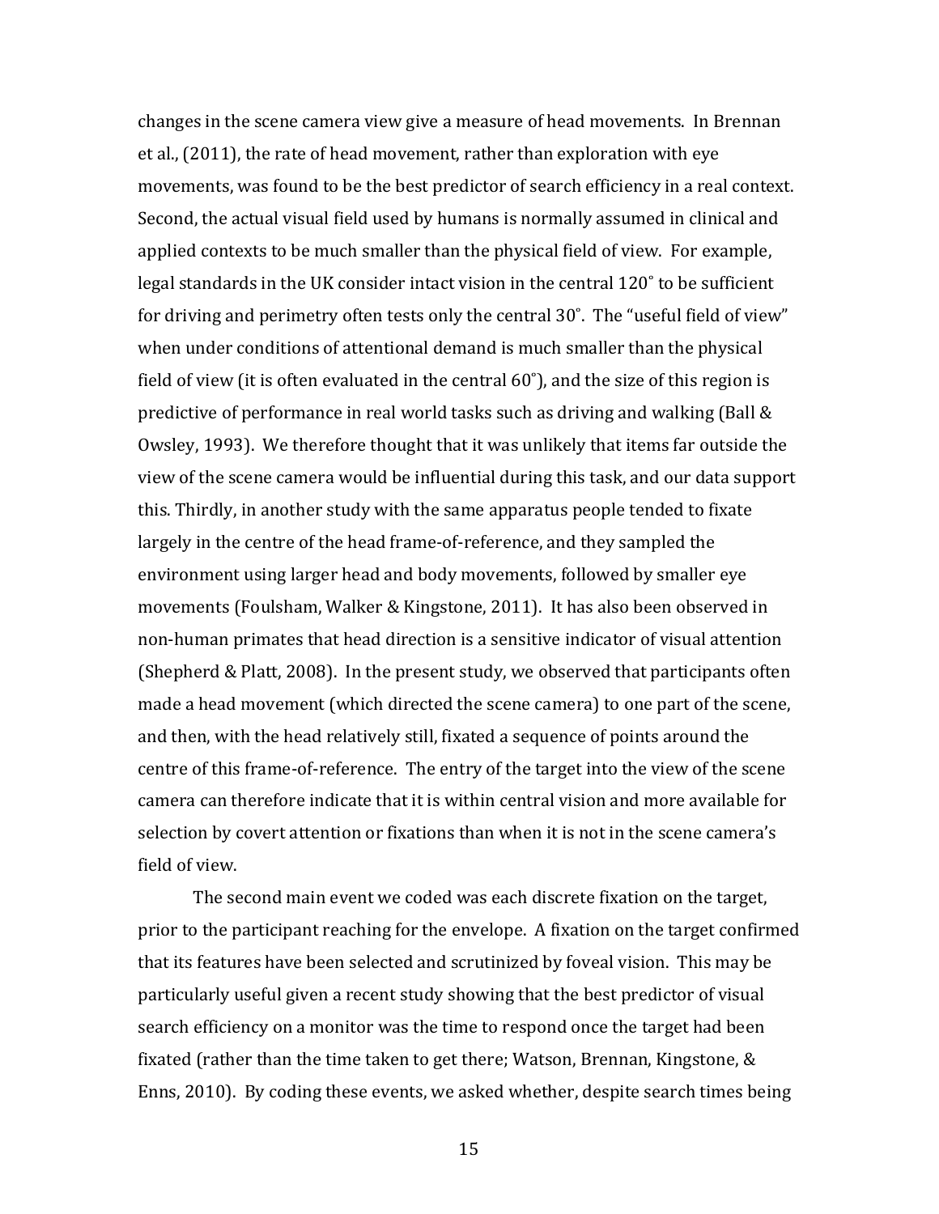changes in the scene camera view give a measure of head movements. In Brennan et al., (2011), the rate of head movement, rather than exploration with eye movements, was found to be the best predictor of search efficiency in a real context. Second, the actual visual field used by humans is normally assumed in clinical and applied contexts to be much smaller than the physical field of view. For example, legal standards in the UK consider intact vision in the central 120˚ to be sufficient for driving and perimetry often tests only the central 30˚. The "useful field of view" when under conditions of attentional demand is much smaller than the physical field of view (it is often evaluated in the central 60˚), and the size of this region is predictive of performance in real world tasks such as driving and walking (Ball & Owsley, 1993). We therefore thought that it was unlikely that items far outside the view of the scene camera would be influential during this task, and our data support this. Thirdly, in another study with the same apparatus people tended to fixate largely in the centre of the head frame-of-reference, and they sampled the environment using larger head and body movements, followed by smaller eye movements (Foulsham, Walker & Kingstone, 2011). It has also been observed in non-human primates that head direction is a sensitive indicator of visual attention (Shepherd & Platt, 2008). In the present study, we observed that participants often made a head movement (which directed the scene camera) to one part of the scene, and then, with the head relatively still, fixated a sequence of points around the centre of this frame-of-reference. The entry of the target into the view of the scene camera can therefore indicate that it is within central vision and more available for selection by covert attention or fixations than when it is not in the scene camera's field of view.

The second main event we coded was each discrete fixation on the target, prior to the participant reaching for the envelope. A fixation on the target confirmed that its features have been selected and scrutinized by foveal vision. This may be particularly useful given a recent study showing that the best predictor of visual search efficiency on a monitor was the time to respond once the target had been fixated (rather than the time taken to get there; Watson, Brennan, Kingstone, & Enns, 2010). By coding these events, we asked whether, despite search times being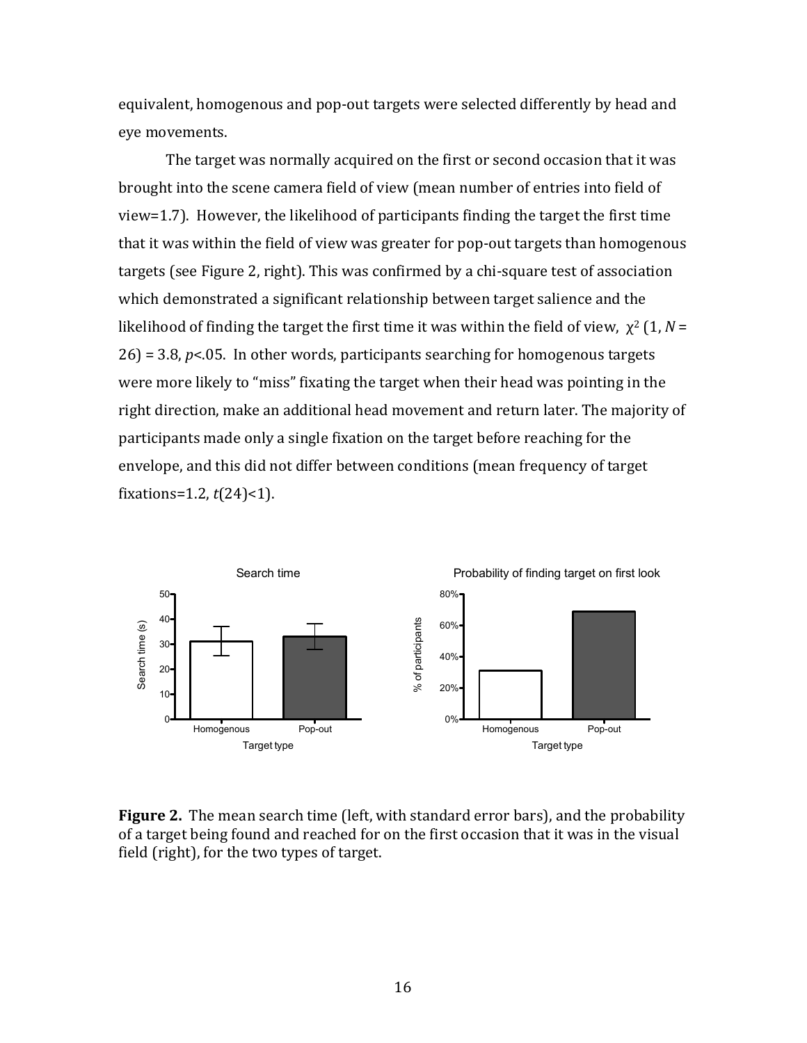equivalent, homogenous and pop-out targets were selected differently by head and eye movements.

The target was normally acquired on the first or second occasion that it was brought into the scene camera field of view (mean number of entries into field of view=1.7). However, the likelihood of participants finding the target the first time that it was within the field of view was greater for pop-out targets than homogenous targets (see Figure 2, right). This was confirmed by a chi-square test of association which demonstrated a significant relationship between target salience and the likelihood of finding the target the first time it was within the field of view, $\chi^2$ (1, $N$ = 26) = 3.8, $p$<.05. In other words, participants searching for homogenous targets were more likely to "miss" fixating the target when their head was pointing in the right direction, make an additional head movement and return later. The majority of participants made only a single fixation on the target before reaching for the envelope, and this did not differ between conditions (mean frequency of target fixations=1.2, $t$(24)<1).

**Figure 2.** The mean search time (left, with standard error bars), and the probability of a target being found and reached for on the first occasion that it was in the visual field (right), for the two types of target.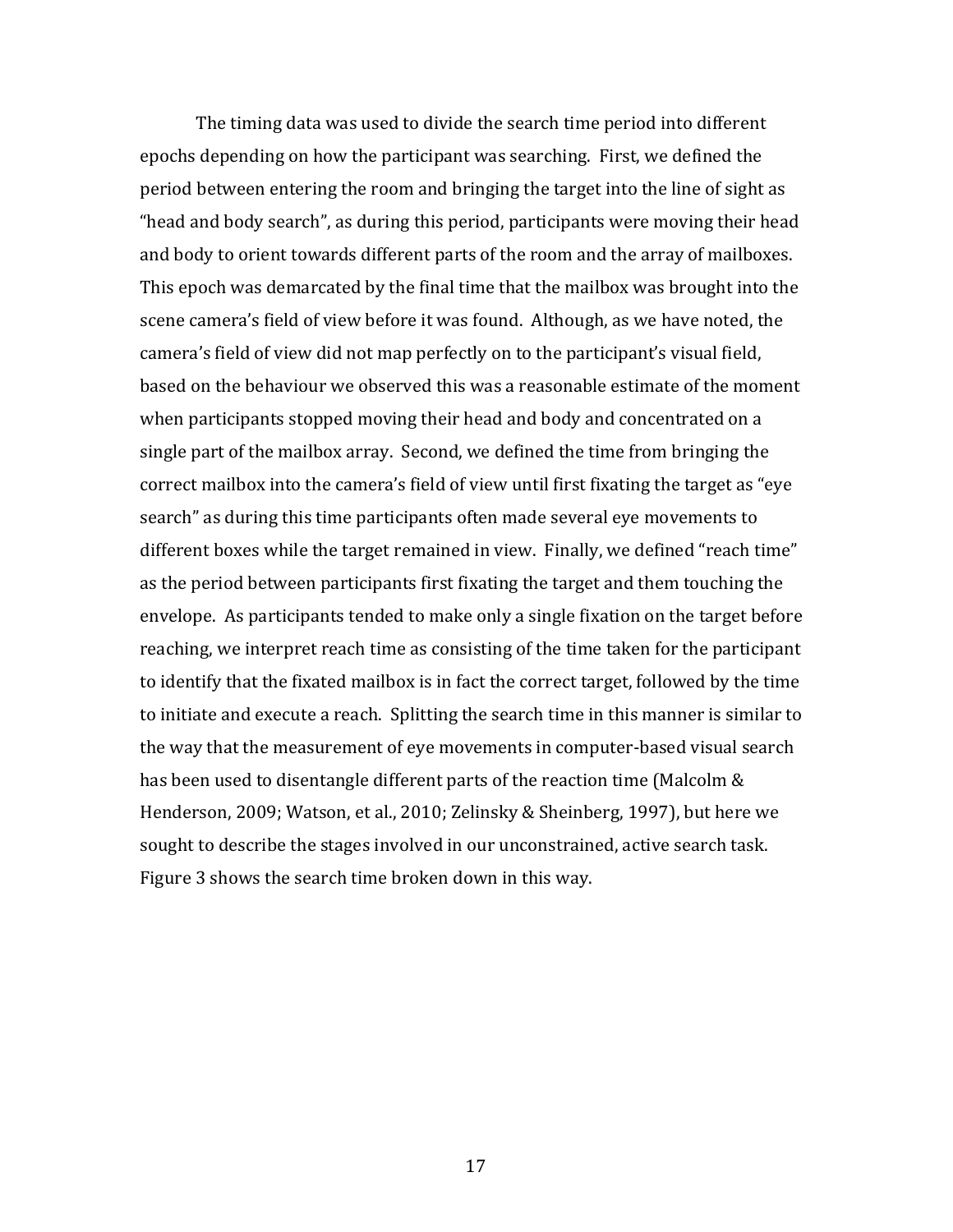The timing data was used to divide the search time period into different epochs depending on how the participant was searching. First, we defined the period between entering the room and bringing the target into the line of sight as "head and body search", as during this period, participants were moving their head and body to orient towards different parts of the room and the array of mailboxes. This epoch was demarcated by the final time that the mailbox was brought into the scene camera's field of view before it was found. Although, as we have noted, the camera's field of view did not map perfectly on to the participant's visual field, based on the behaviour we observed this was a reasonable estimate of the moment when participants stopped moving their head and body and concentrated on a single part of the mailbox array. Second, we defined the time from bringing the correct mailbox into the camera's field of view until first fixating the target as "eye search" as during this time participants often made several eye movements to different boxes while the target remained in view. Finally, we defined "reach time" as the period between participants first fixating the target and them touching the envelope. As participants tended to make only a single fixation on the target before reaching, we interpret reach time as consisting of the time taken for the participant to identify that the fixated mailbox is in fact the correct target, followed by the time to initiate and execute a reach. Splitting the search time in this manner is similar to the way that the measurement of eye movements in computer-based visual search has been used to disentangle different parts of the reaction time (Malcolm & Henderson, 2009; Watson, et al., 2010; Zelinsky & Sheinberg, 1997), but here we sought to describe the stages involved in our unconstrained, active search task. Figure 3 shows the search time broken down in this way.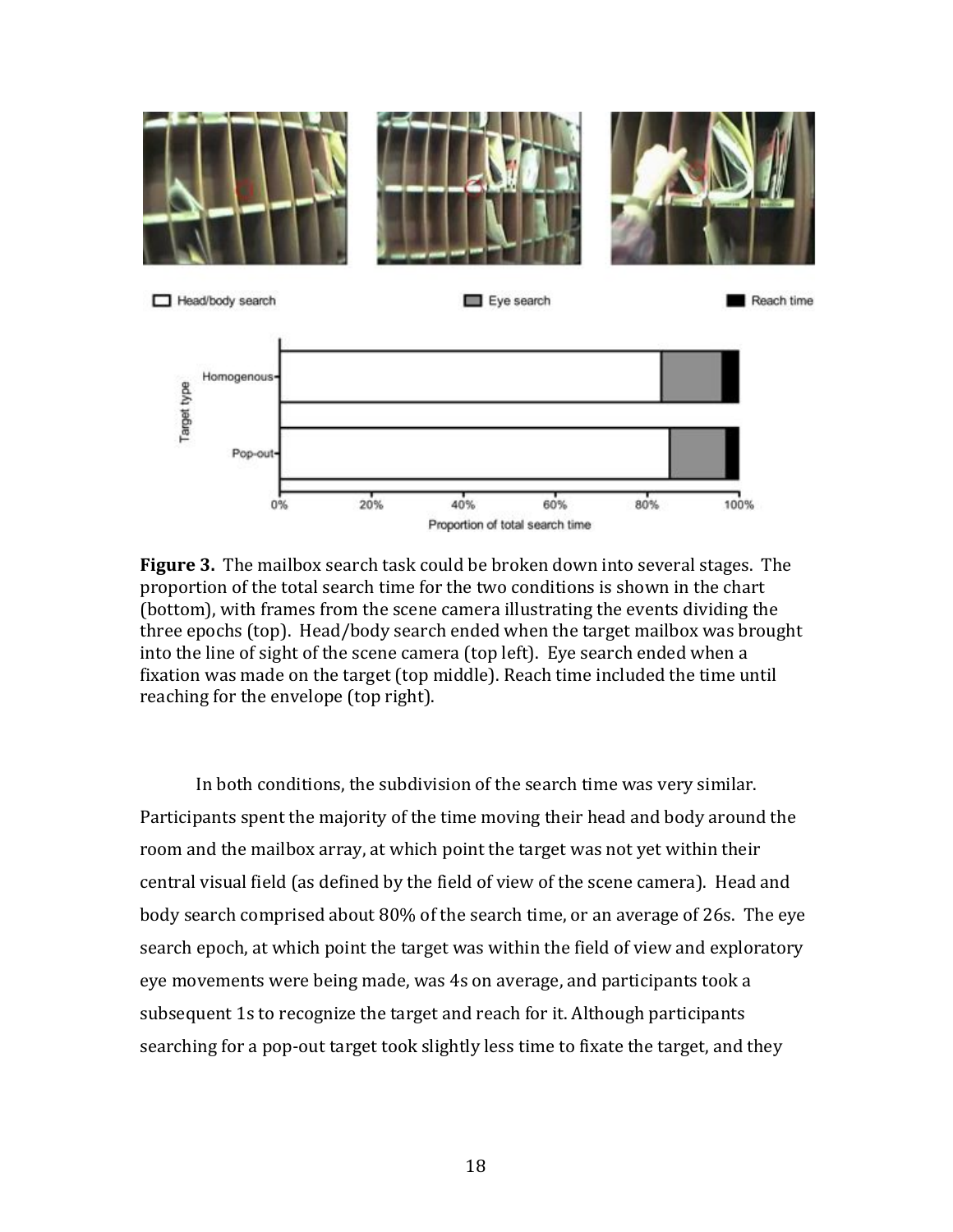**Figure 3.** The mailbox search task could be broken down into several stages. The proportion of the total search time for the two conditions is shown in the chart (bottom), with frames from the scene camera illustrating the events dividing the three epochs (top). Head/body search ended when the target mailbox was brought into the line of sight of the scene camera (top left). Eye search ended when a fixation was made on the target (top middle). Reach time included the time until reaching for the envelope (top right).

In both conditions, the subdivision of the search time was very similar. Participants spent the majority of the time moving their head and body around the room and the mailbox array, at which point the target was not yet within their central visual field (as defined by the field of view of the scene camera). Head and body search comprised about 80% of the search time, or an average of 26s. The eye search epoch, at which point the target was within the field of view and exploratory eye movements were being made, was 4s on average, and participants took a subsequent 1s to recognize the target and reach for it. Although participants searching for a pop-out target took slightly less time to fixate the target, and they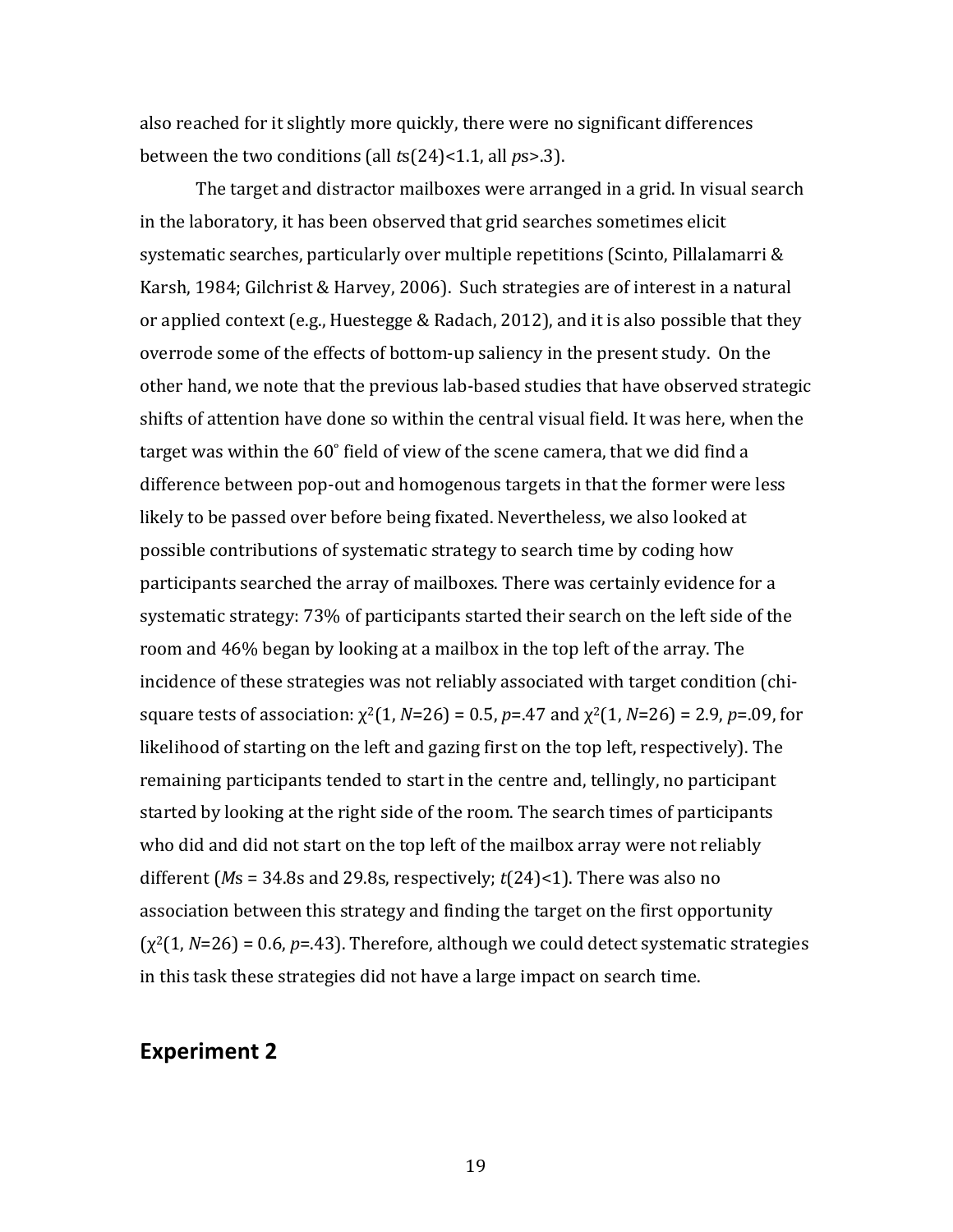also reached for it slightly more quickly, there were no significant differences between the two conditions (all *t*s(24)<1.1, all *p*s>.3).

The target and distractor mailboxes were arranged in a grid. In visual search in the laboratory, it has been observed that grid searches sometimes elicit systematic searches, particularly over multiple repetitions (Scinto, Pillalamarri & Karsh, 1984; Gilchrist & Harvey, 2006). Such strategies are of interest in a natural or applied context (e.g., Huestegge & Radach, 2012), and it is also possible that they overrode some of the effects of bottom-up saliency in the present study. On the other hand, we note that the previous lab-based studies that have observed strategic shifts of attention have done so within the central visual field. It was here, when the target was within the 60° field of view of the scene camera, that we did find a difference between pop-out and homogenous targets in that the former were less likely to be passed over before being fixated. Nevertheless, we also looked at possible contributions of systematic strategy to search time by coding how participants searched the array of mailboxes. There was certainly evidence for a systematic strategy: 73% of participants started their search on the left side of the room and 46% began by looking at a mailbox in the top left of the array. The incidence of these strategies was not reliably associated with target condition (chi-square tests of association: $\chi^2(1, N=26) = 0.5$, $p=.47$ and $\chi^2(1, N=26) = 2.9$, $p=.09$, for likelihood of starting on the left and gazing first on the top left, respectively). The remaining participants tended to start in the centre and, tellingly, no participant started by looking at the right side of the room. The search times of participants who did and did not start on the top left of the mailbox array were not reliably different (*M*s = 34.8s and 29.8s, respectively; $t(24)<1$). There was also no association between this strategy and finding the target on the first opportunity ($\chi^2(1, N=26) = 0.6$, $p=.43$). Therefore, although we could detect systematic strategies in this task these strategies did not have a large impact on search time.

## Experiment 2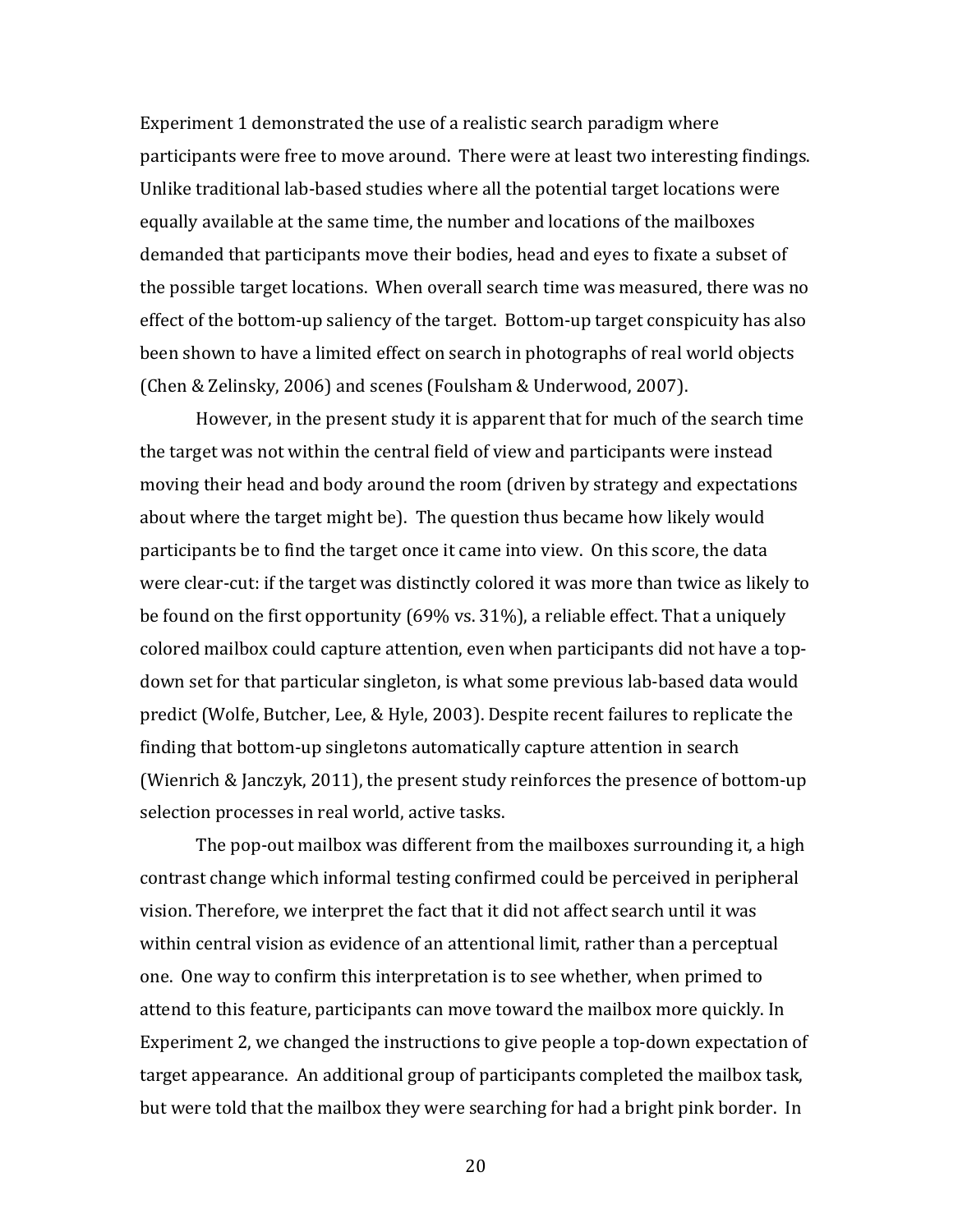Experiment 1 demonstrated the use of a realistic search paradigm where participants were free to move around. There were at least two interesting findings. Unlike traditional lab-based studies where all the potential target locations were equally available at the same time, the number and locations of the mailboxes demanded that participants move their bodies, head and eyes to fixate a subset of the possible target locations. When overall search time was measured, there was no effect of the bottom-up saliency of the target. Bottom-up target conspicuity has also been shown to have a limited effect on search in photographs of real world objects (Chen & Zelinsky, 2006) and scenes (Foulsham & Underwood, 2007).

However, in the present study it is apparent that for much of the search time the target was not within the central field of view and participants were instead moving their head and body around the room (driven by strategy and expectations about where the target might be). The question thus became how likely would participants be to find the target once it came into view. On this score, the data were clear-cut: if the target was distinctly colored it was more than twice as likely to be found on the first opportunity (69% vs. 31%), a reliable effect. That a uniquely colored mailbox could capture attention, even when participants did not have a top-down set for that particular singleton, is what some previous lab-based data would predict (Wolfe, Butcher, Lee, & Hyle, 2003). Despite recent failures to replicate the finding that bottom-up singletons automatically capture attention in search (Wienrich & Janczyk, 2011), the present study reinforces the presence of bottom-up selection processes in real world, active tasks.

The pop-out mailbox was different from the mailboxes surrounding it, a high contrast change which informal testing confirmed could be perceived in peripheral vision. Therefore, we interpret the fact that it did not affect search until it was within central vision as evidence of an attentional limit, rather than a perceptual one. One way to confirm this interpretation is to see whether, when primed to attend to this feature, participants can move toward the mailbox more quickly. In Experiment 2, we changed the instructions to give people a top-down expectation of target appearance. An additional group of participants completed the mailbox task, but were told that the mailbox they were searching for had a bright pink border. In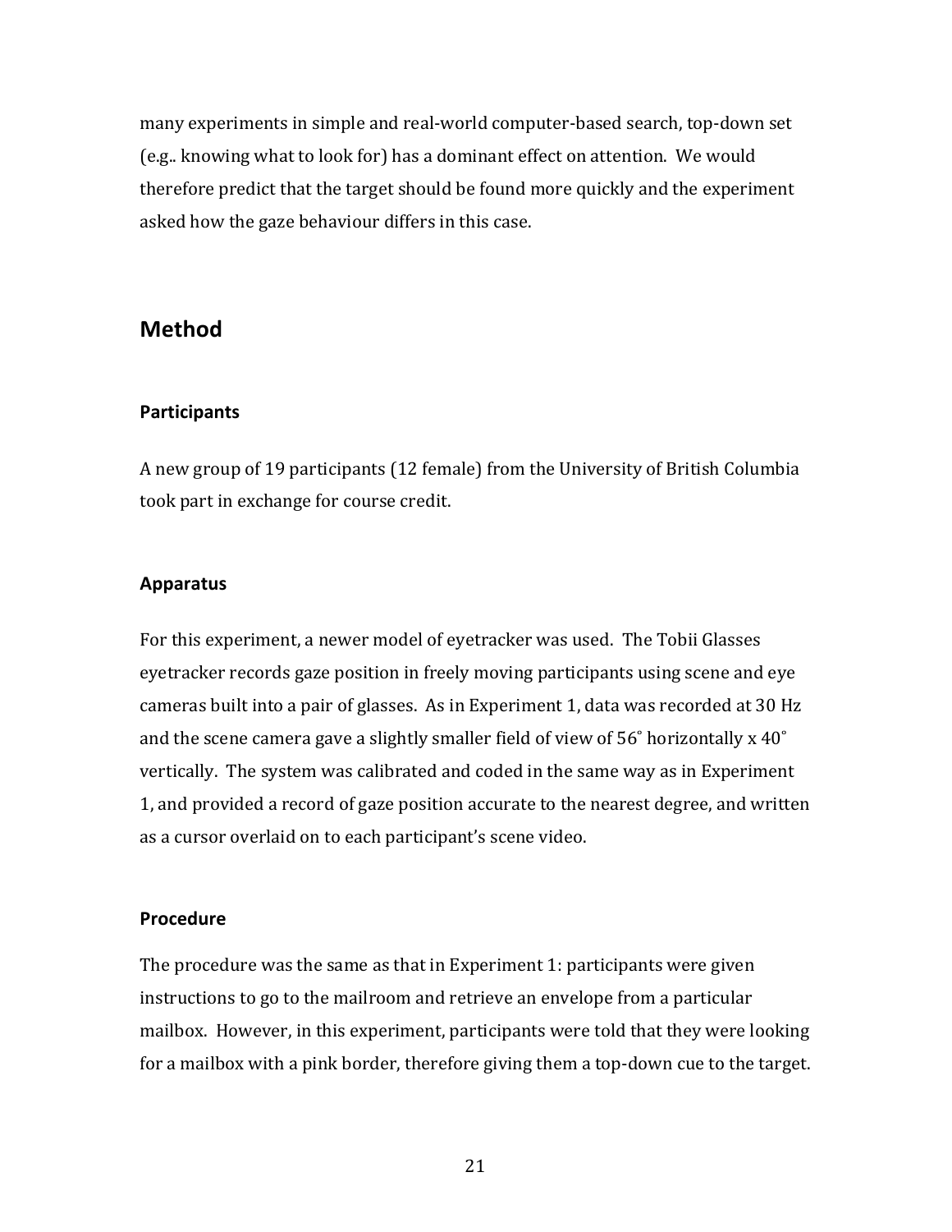many experiments in simple and real-world computer-based search, top-down set (e.g.. knowing what to look for) has a dominant effect on attention. We would therefore predict that the target should be found more quickly and the experiment asked how the gaze behaviour differs in this case.

## Method

### Participants

A new group of 19 participants (12 female) from the University of British Columbia took part in exchange for course credit.

### Apparatus

For this experiment, a newer model of eyetracker was used. The Tobii Glasses eyetracker records gaze position in freely moving participants using scene and eye cameras built into a pair of glasses. As in Experiment 1, data was recorded at 30 Hz and the scene camera gave a slightly smaller field of view of 56˚ horizontally x 40˚ vertically. The system was calibrated and coded in the same way as in Experiment 1, and provided a record of gaze position accurate to the nearest degree, and written as a cursor overlaid on to each participant's scene video.

### Procedure

The procedure was the same as that in Experiment 1: participants were given instructions to go to the mailroom and retrieve an envelope from a particular mailbox. However, in this experiment, participants were told that they were looking for a mailbox with a pink border, therefore giving them a top-down cue to the target.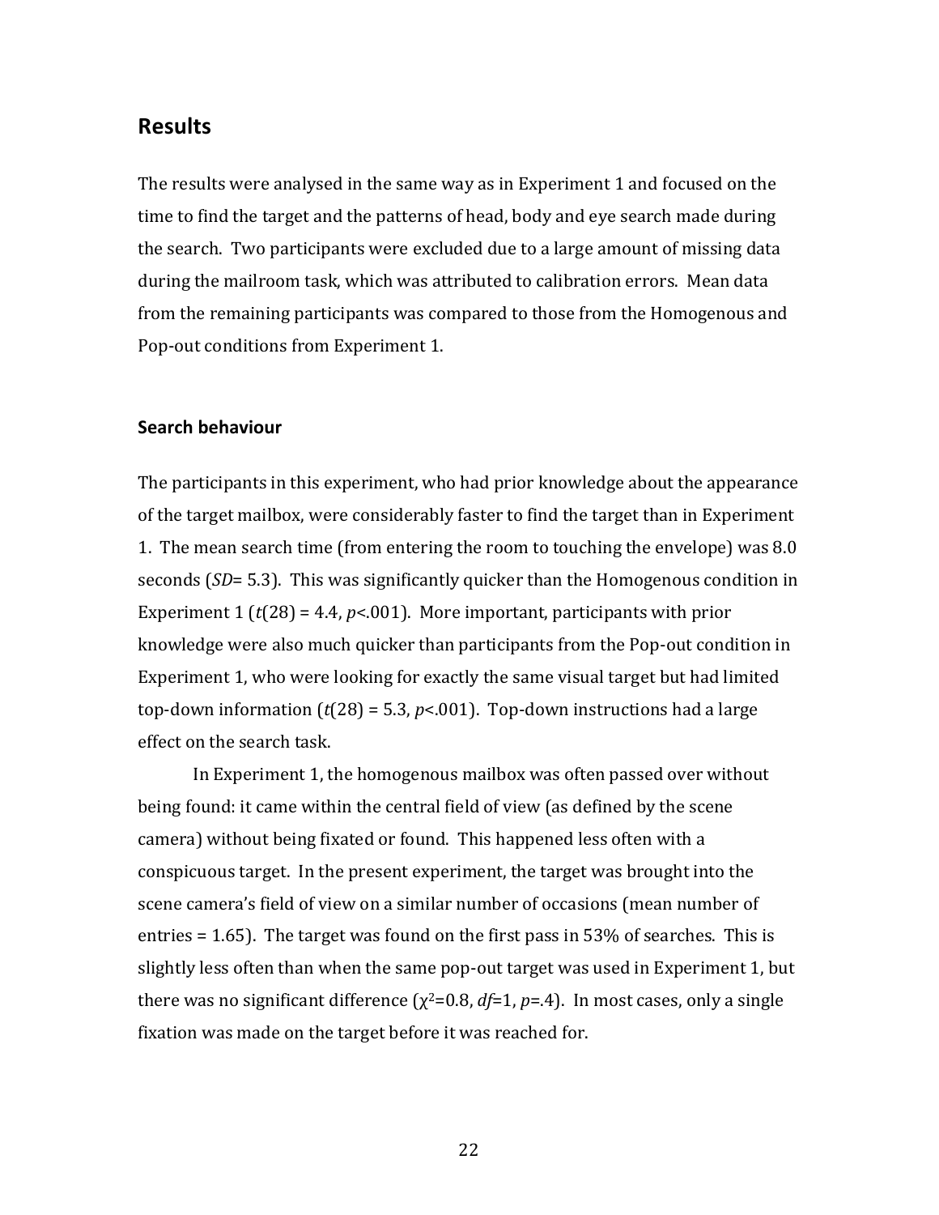## Results

The results were analysed in the same way as in Experiment 1 and focused on the time to find the target and the patterns of head, body and eye search made during the search. Two participants were excluded due to a large amount of missing data during the mailroom task, which was attributed to calibration errors. Mean data from the remaining participants was compared to those from the Homogenous and Pop-out conditions from Experiment 1.

### Search behaviour

The participants in this experiment, who had prior knowledge about the appearance of the target mailbox, were considerably faster to find the target than in Experiment 1. The mean search time (from entering the room to touching the envelope) was 8.0 seconds (*SD*= 5.3). This was significantly quicker than the Homogenous condition in Experiment 1 ($t(28) = 4.4$, $p<.001$). More important, participants with prior knowledge were also much quicker than participants from the Pop-out condition in Experiment 1, who were looking for exactly the same visual target but had limited top-down information ($t(28) = 5.3$, $p<.001$). Top-down instructions had a large effect on the search task.

In Experiment 1, the homogenous mailbox was often passed over without being found: it came within the central field of view (as defined by the scene camera) without being fixated or found. This happened less often with a conspicuous target. In the present experiment, the target was brought into the scene camera's field of view on a similar number of occasions (mean number of entries = 1.65). The target was found on the first pass in 53% of searches. This is slightly less often than when the same pop-out target was used in Experiment 1, but there was no significant difference ($\chi^2$=0.8, *df*=1, $p$=.4). In most cases, only a single fixation was made on the target before it was reached for.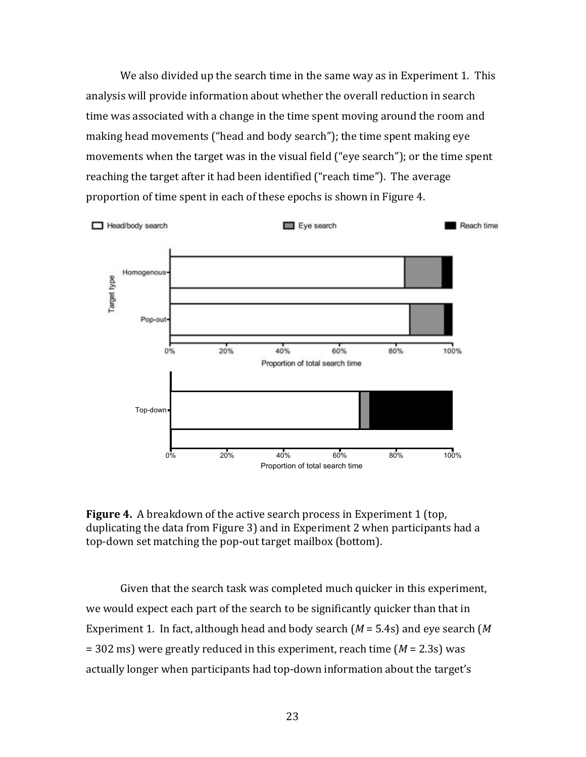We also divided up the search time in the same way as in Experiment 1. This analysis will provide information about whether the overall reduction in search time was associated with a change in the time spent moving around the room and making head movements ("head and body search"); the time spent making eye movements when the target was in the visual field ("eye search"); or the time spent reaching the target after it had been identified ("reach time"). The average proportion of time spent in each of these epochs is shown in Figure 4.

**Figure 4.** A breakdown of the active search process in Experiment 1 (top, duplicating the data from Figure 3) and in Experiment 2 when participants had a top-down set matching the pop-out target mailbox (bottom).

Given that the search task was completed much quicker in this experiment, we would expect each part of the search to be significantly quicker than that in Experiment 1. In fact, although head and body search ($M$ = 5.4s) and eye search ($M$ = 302 ms) were greatly reduced in this experiment, reach time ($M$ = 2.3s) was actually longer when participants had top-down information about the target's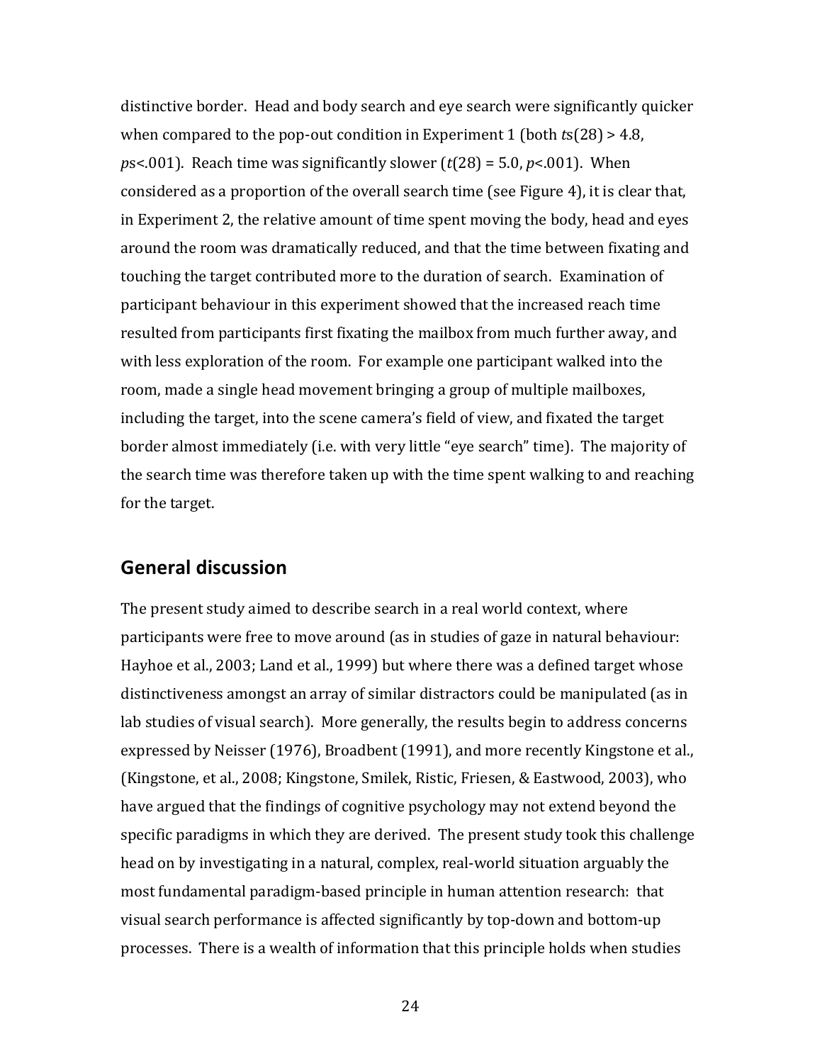distinctive border. Head and body search and eye search were significantly quicker when compared to the pop-out condition in Experiment 1 (both $ts(28) > 4.8$, $ps < .001$). Reach time was significantly slower ($t(28) = 5.0$, $p < .001$). When considered as a proportion of the overall search time (see Figure 4), it is clear that, in Experiment 2, the relative amount of time spent moving the body, head and eyes around the room was dramatically reduced, and that the time between fixating and touching the target contributed more to the duration of search. Examination of participant behaviour in this experiment showed that the increased reach time resulted from participants first fixating the mailbox from much further away, and with less exploration of the room. For example one participant walked into the room, made a single head movement bringing a group of multiple mailboxes, including the target, into the scene camera's field of view, and fixated the target border almost immediately (i.e. with very little "eye search" time). The majority of the search time was therefore taken up with the time spent walking to and reaching for the target.

## General discussion

The present study aimed to describe search in a real world context, where participants were free to move around (as in studies of gaze in natural behaviour: Hayhoe et al., 2003; Land et al., 1999) but where there was a defined target whose distinctiveness amongst an array of similar distractors could be manipulated (as in lab studies of visual search). More generally, the results begin to address concerns expressed by Neisser (1976), Broadbent (1991), and more recently Kingstone et al., (Kingstone, et al., 2008; Kingstone, Smilek, Ristic, Friesen, & Eastwood, 2003), who have argued that the findings of cognitive psychology may not extend beyond the specific paradigms in which they are derived. The present study took this challenge head on by investigating in a natural, complex, real-world situation arguably the most fundamental paradigm-based principle in human attention research: that visual search performance is affected significantly by top-down and bottom-up processes. There is a wealth of information that this principle holds when studies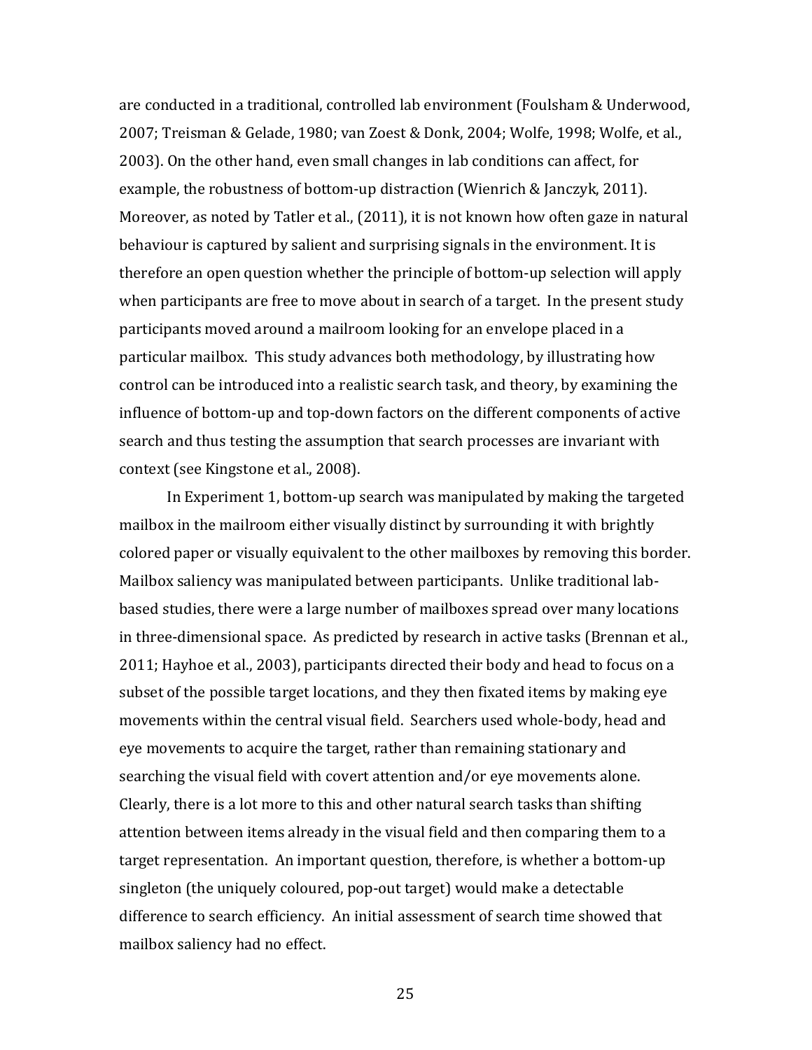are conducted in a traditional, controlled lab environment (Foulsham & Underwood, 2007; Treisman & Gelade, 1980; van Zoest & Donk, 2004; Wolfe, 1998; Wolfe, et al., 2003). On the other hand, even small changes in lab conditions can affect, for example, the robustness of bottom-up distraction (Wienrich & Janczyk, 2011). Moreover, as noted by Tatler et al., (2011), it is not known how often gaze in natural behaviour is captured by salient and surprising signals in the environment. It is therefore an open question whether the principle of bottom-up selection will apply when participants are free to move about in search of a target. In the present study participants moved around a mailroom looking for an envelope placed in a particular mailbox. This study advances both methodology, by illustrating how control can be introduced into a realistic search task, and theory, by examining the influence of bottom-up and top-down factors on the different components of active search and thus testing the assumption that search processes are invariant with context (see Kingstone et al., 2008).

In Experiment 1, bottom-up search was manipulated by making the targeted mailbox in the mailroom either visually distinct by surrounding it with brightly colored paper or visually equivalent to the other mailboxes by removing this border. Mailbox saliency was manipulated between participants. Unlike traditional lab-based studies, there were a large number of mailboxes spread over many locations in three-dimensional space. As predicted by research in active tasks (Brennan et al., 2011; Hayhoe et al., 2003), participants directed their body and head to focus on a subset of the possible target locations, and they then fixated items by making eye movements within the central visual field. Searchers used whole-body, head and eye movements to acquire the target, rather than remaining stationary and searching the visual field with covert attention and/or eye movements alone. Clearly, there is a lot more to this and other natural search tasks than shifting attention between items already in the visual field and then comparing them to a target representation. An important question, therefore, is whether a bottom-up singleton (the uniquely coloured, pop-out target) would make a detectable difference to search efficiency. An initial assessment of search time showed that mailbox saliency had no effect.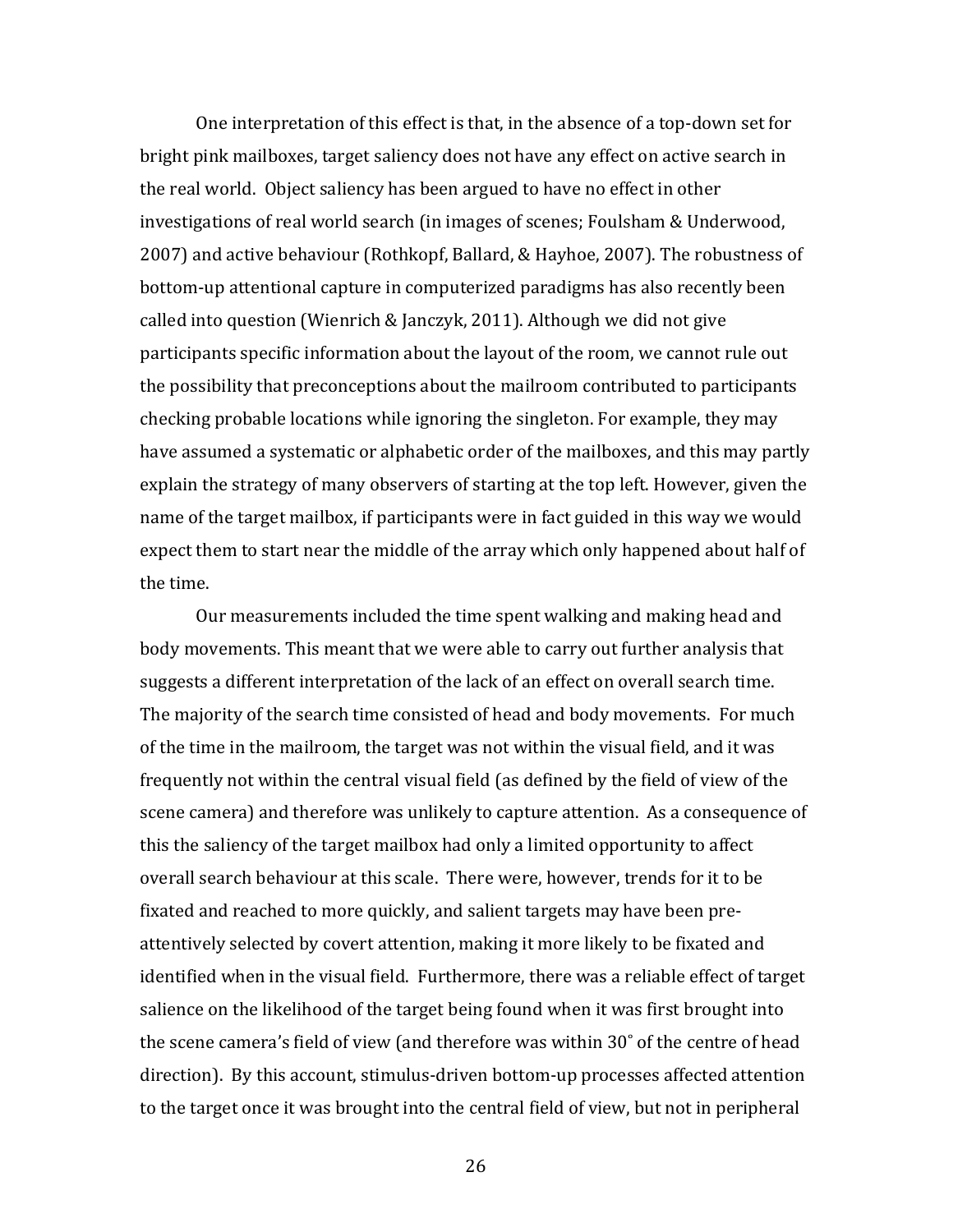One interpretation of this effect is that, in the absence of a top-down set for bright pink mailboxes, target saliency does not have any effect on active search in the real world. Object saliency has been argued to have no effect in other investigations of real world search (in images of scenes; Foulsham & Underwood, 2007) and active behaviour (Rothkopf, Ballard, & Hayhoe, 2007). The robustness of bottom-up attentional capture in computerized paradigms has also recently been called into question (Wienrich & Janczyk, 2011). Although we did not give participants specific information about the layout of the room, we cannot rule out the possibility that preconceptions about the mailroom contributed to participants checking probable locations while ignoring the singleton. For example, they may have assumed a systematic or alphabetic order of the mailboxes, and this may partly explain the strategy of many observers of starting at the top left. However, given the name of the target mailbox, if participants were in fact guided in this way we would expect them to start near the middle of the array which only happened about half of the time.

Our measurements included the time spent walking and making head and body movements. This meant that we were able to carry out further analysis that suggests a different interpretation of the lack of an effect on overall search time. The majority of the search time consisted of head and body movements. For much of the time in the mailroom, the target was not within the visual field, and it was frequently not within the central visual field (as defined by the field of view of the scene camera) and therefore was unlikely to capture attention. As a consequence of this the saliency of the target mailbox had only a limited opportunity to affect overall search behaviour at this scale. There were, however, trends for it to be fixated and reached to more quickly, and salient targets may have been pre-attentively selected by covert attention, making it more likely to be fixated and identified when in the visual field. Furthermore, there was a reliable effect of target salience on the likelihood of the target being found when it was first brought into the scene camera's field of view (and therefore was within 30˚ of the centre of head direction). By this account, stimulus-driven bottom-up processes affected attention to the target once it was brought into the central field of view, but not in peripheral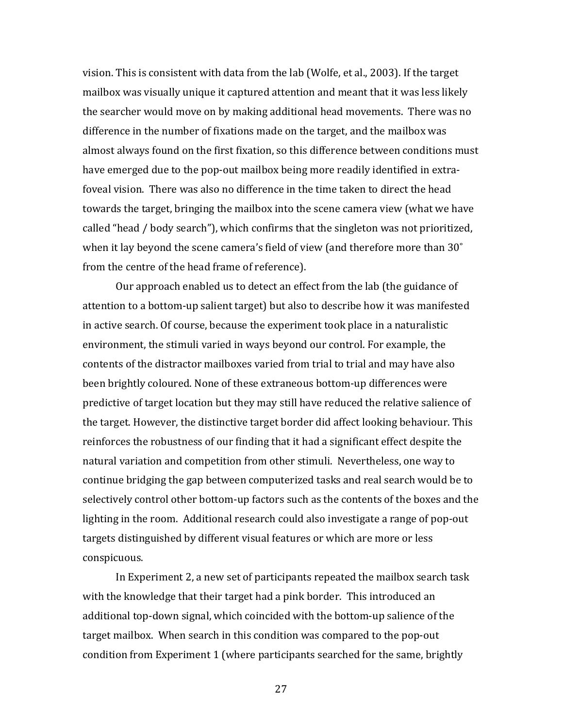vision. This is consistent with data from the lab (Wolfe, et al., 2003). If the target mailbox was visually unique it captured attention and meant that it was less likely the searcher would move on by making additional head movements. There was no difference in the number of fixations made on the target, and the mailbox was almost always found on the first fixation, so this difference between conditions must have emerged due to the pop-out mailbox being more readily identified in extra-foveal vision. There was also no difference in the time taken to direct the head towards the target, bringing the mailbox into the scene camera view (what we have called "head / body search"), which confirms that the singleton was not prioritized, when it lay beyond the scene camera's field of view (and therefore more than 30˚ from the centre of the head frame of reference).

Our approach enabled us to detect an effect from the lab (the guidance of attention to a bottom-up salient target) but also to describe how it was manifested in active search. Of course, because the experiment took place in a naturalistic environment, the stimuli varied in ways beyond our control. For example, the contents of the distractor mailboxes varied from trial to trial and may have also been brightly coloured. None of these extraneous bottom-up differences were predictive of target location but they may still have reduced the relative salience of the target. However, the distinctive target border did affect looking behaviour. This reinforces the robustness of our finding that it had a significant effect despite the natural variation and competition from other stimuli. Nevertheless, one way to continue bridging the gap between computerized tasks and real search would be to selectively control other bottom-up factors such as the contents of the boxes and the lighting in the room. Additional research could also investigate a range of pop-out targets distinguished by different visual features or which are more or less conspicuous.

In Experiment 2, a new set of participants repeated the mailbox search task with the knowledge that their target had a pink border. This introduced an additional top-down signal, which coincided with the bottom-up salience of the target mailbox. When search in this condition was compared to the pop-out condition from Experiment 1 (where participants searched for the same, brightly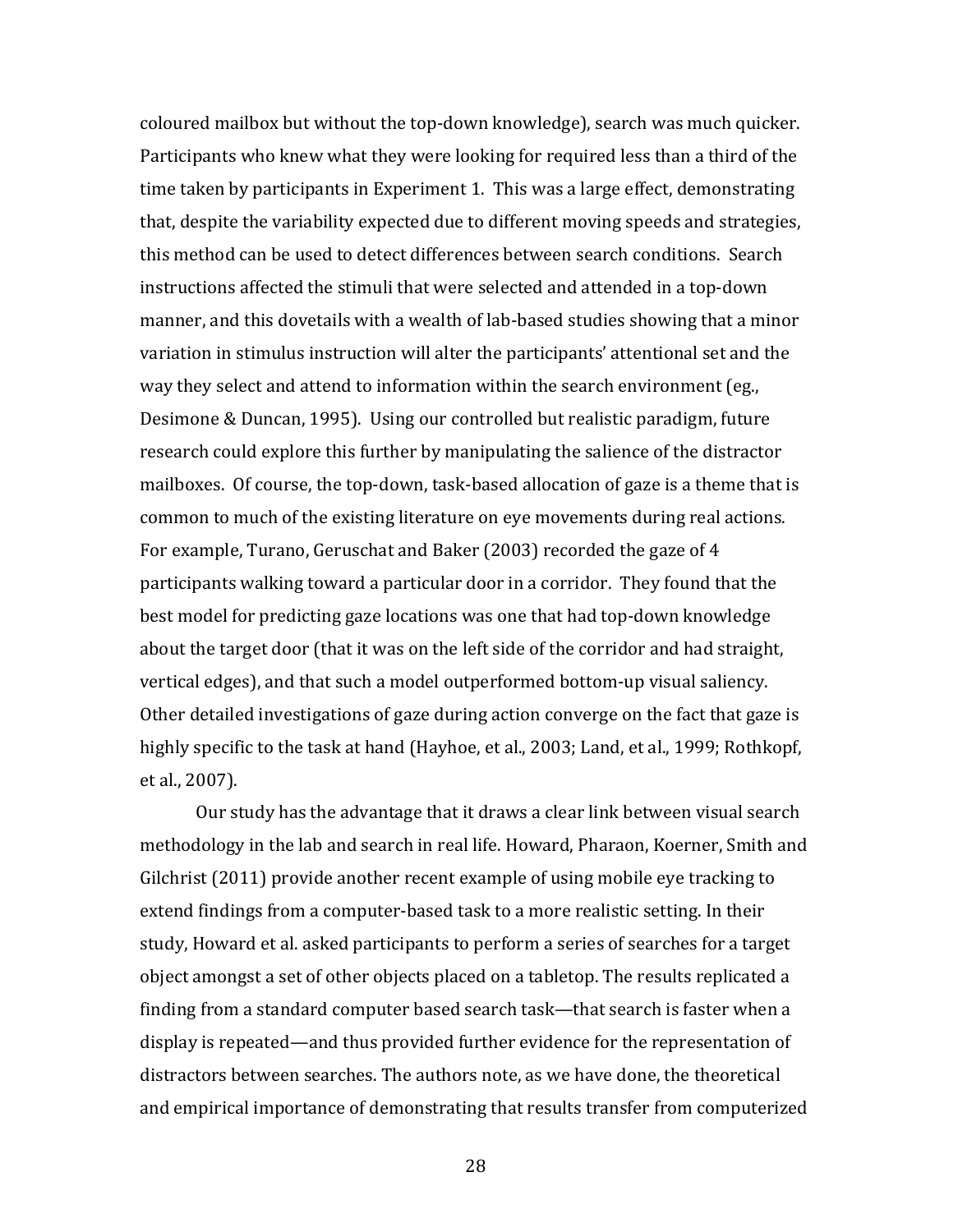coloured mailbox but without the top-down knowledge), search was much quicker. Participants who knew what they were looking for required less than a third of the time taken by participants in Experiment 1. This was a large effect, demonstrating that, despite the variability expected due to different moving speeds and strategies, this method can be used to detect differences between search conditions. Search instructions affected the stimuli that were selected and attended in a top-down manner, and this dovetails with a wealth of lab-based studies showing that a minor variation in stimulus instruction will alter the participants' attentional set and the way they select and attend to information within the search environment (eg., Desimone & Duncan, 1995). Using our controlled but realistic paradigm, future research could explore this further by manipulating the salience of the distractor mailboxes. Of course, the top-down, task-based allocation of gaze is a theme that is common to much of the existing literature on eye movements during real actions. For example, Turano, Geruschat and Baker (2003) recorded the gaze of 4 participants walking toward a particular door in a corridor. They found that the best model for predicting gaze locations was one that had top-down knowledge about the target door (that it was on the left side of the corridor and had straight, vertical edges), and that such a model outperformed bottom-up visual saliency. Other detailed investigations of gaze during action converge on the fact that gaze is highly specific to the task at hand (Hayhoe, et al., 2003; Land, et al., 1999; Rothkopf, et al., 2007).

Our study has the advantage that it draws a clear link between visual search methodology in the lab and search in real life. Howard, Pharaon, Koerner, Smith and Gilchrist (2011) provide another recent example of using mobile eye tracking to extend findings from a computer-based task to a more realistic setting. In their study, Howard et al. asked participants to perform a series of searches for a target object amongst a set of other objects placed on a tabletop. The results replicated a finding from a standard computer based search task—that search is faster when a display is repeated—and thus provided further evidence for the representation of distractors between searches. The authors note, as we have done, the theoretical and empirical importance of demonstrating that results transfer from computerized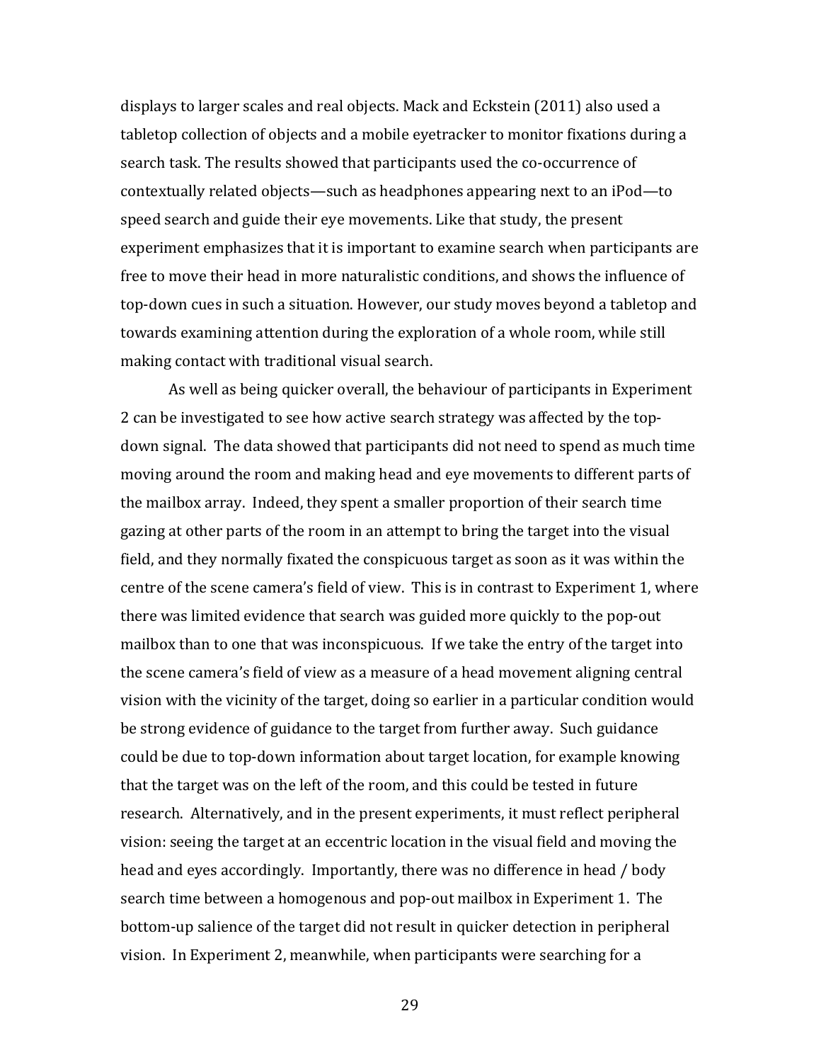displays to larger scales and real objects. Mack and Eckstein (2011) also used a tabletop collection of objects and a mobile eyetracker to monitor fixations during a search task. The results showed that participants used the co-occurrence of contextually related objects—such as headphones appearing next to an iPod—to speed search and guide their eye movements. Like that study, the present experiment emphasizes that it is important to examine search when participants are free to move their head in more naturalistic conditions, and shows the influence of top-down cues in such a situation. However, our study moves beyond a tabletop and towards examining attention during the exploration of a whole room, while still making contact with traditional visual search.

As well as being quicker overall, the behaviour of participants in Experiment 2 can be investigated to see how active search strategy was affected by the top-down signal. The data showed that participants did not need to spend as much time moving around the room and making head and eye movements to different parts of the mailbox array. Indeed, they spent a smaller proportion of their search time gazing at other parts of the room in an attempt to bring the target into the visual field, and they normally fixated the conspicuous target as soon as it was within the centre of the scene camera's field of view. This is in contrast to Experiment 1, where there was limited evidence that search was guided more quickly to the pop-out mailbox than to one that was inconspicuous. If we take the entry of the target into the scene camera's field of view as a measure of a head movement aligning central vision with the vicinity of the target, doing so earlier in a particular condition would be strong evidence of guidance to the target from further away. Such guidance could be due to top-down information about target location, for example knowing that the target was on the left of the room, and this could be tested in future research. Alternatively, and in the present experiments, it must reflect peripheral vision: seeing the target at an eccentric location in the visual field and moving the head and eyes accordingly. Importantly, there was no difference in head / body search time between a homogenous and pop-out mailbox in Experiment 1. The bottom-up salience of the target did not result in quicker detection in peripheral vision. In Experiment 2, meanwhile, when participants were searching for a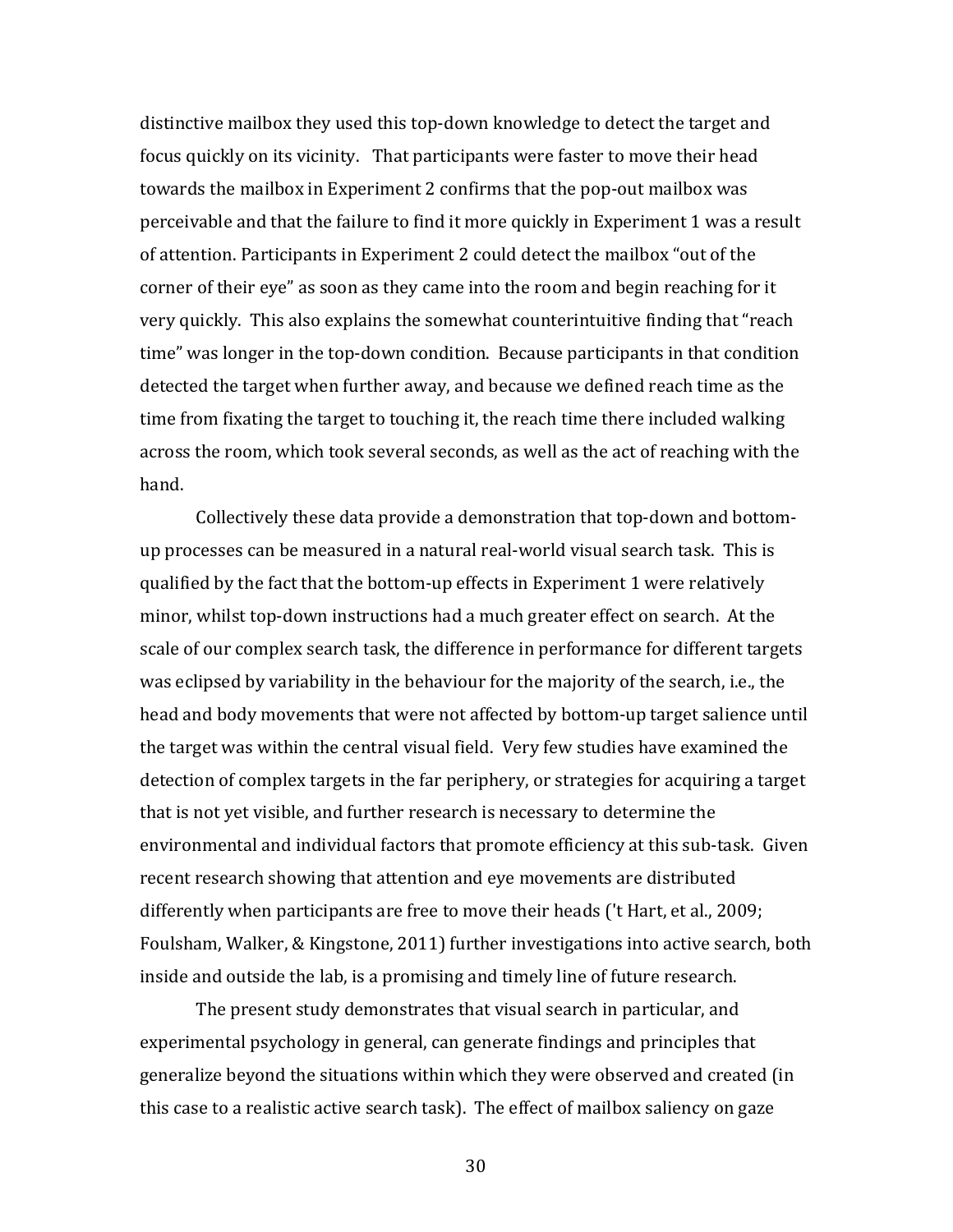distinctive mailbox they used this top-down knowledge to detect the target and focus quickly on its vicinity. That participants were faster to move their head towards the mailbox in Experiment 2 confirms that the pop-out mailbox was perceivable and that the failure to find it more quickly in Experiment 1 was a result of attention. Participants in Experiment 2 could detect the mailbox "out of the corner of their eye" as soon as they came into the room and begin reaching for it very quickly. This also explains the somewhat counterintuitive finding that "reach time" was longer in the top-down condition. Because participants in that condition detected the target when further away, and because we defined reach time as the time from fixating the target to touching it, the reach time there included walking across the room, which took several seconds, as well as the act of reaching with the hand.

Collectively these data provide a demonstration that top-down and bottom-up processes can be measured in a natural real-world visual search task. This is qualified by the fact that the bottom-up effects in Experiment 1 were relatively minor, whilst top-down instructions had a much greater effect on search. At the scale of our complex search task, the difference in performance for different targets was eclipsed by variability in the behaviour for the majority of the search, i.e., the head and body movements that were not affected by bottom-up target salience until the target was within the central visual field. Very few studies have examined the detection of complex targets in the far periphery, or strategies for acquiring a target that is not yet visible, and further research is necessary to determine the environmental and individual factors that promote efficiency at this sub-task. Given recent research showing that attention and eye movements are distributed differently when participants are free to move their heads ('t Hart, et al., 2009; Foulsham, Walker, & Kingstone, 2011) further investigations into active search, both inside and outside the lab, is a promising and timely line of future research.

The present study demonstrates that visual search in particular, and experimental psychology in general, can generate findings and principles that generalize beyond the situations within which they were observed and created (in this case to a realistic active search task). The effect of mailbox saliency on gaze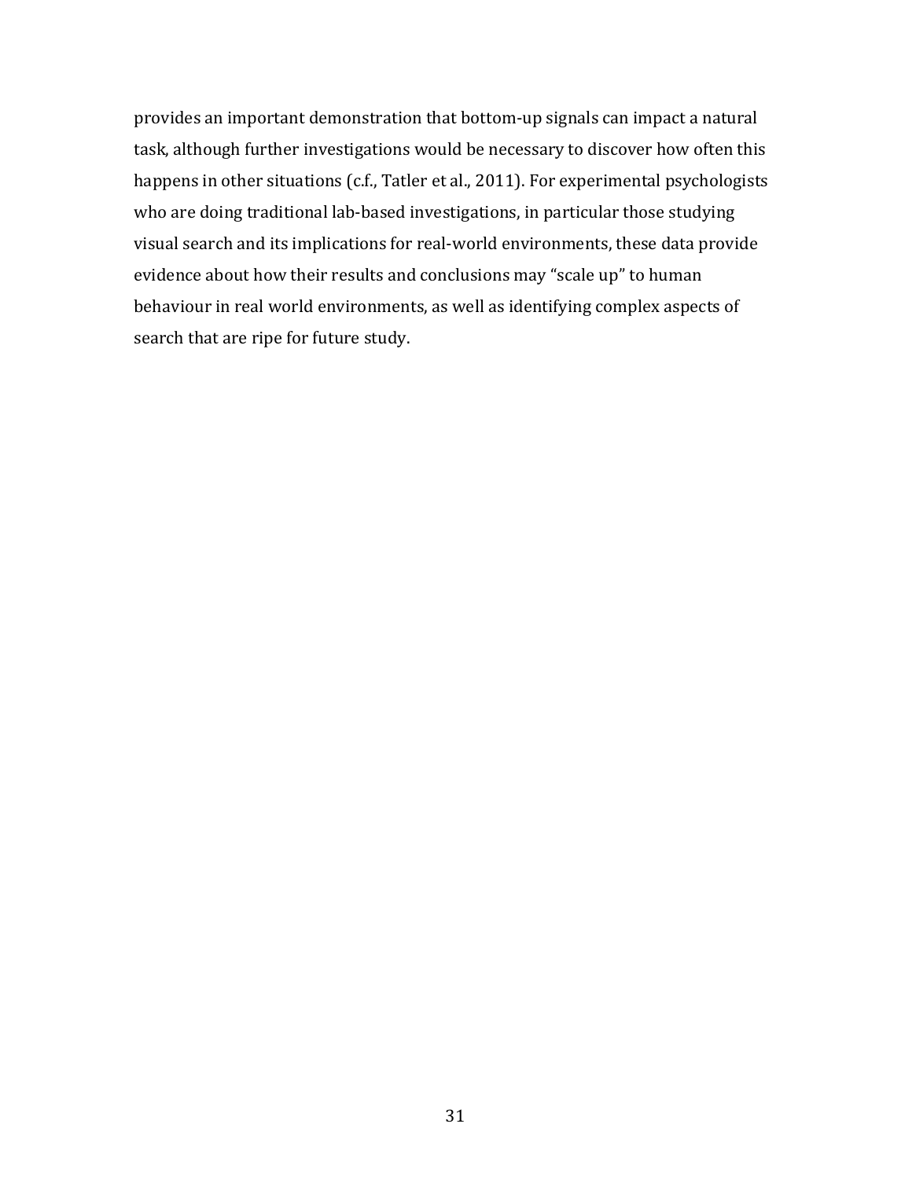provides an important demonstration that bottom-up signals can impact a natural task, although further investigations would be necessary to discover how often this happens in other situations (c.f., Tatler et al., 2011). For experimental psychologists who are doing traditional lab-based investigations, in particular those studying visual search and its implications for real-world environments, these data provide evidence about how their results and conclusions may "scale up" to human behaviour in real world environments, as well as identifying complex aspects of search that are ripe for future study.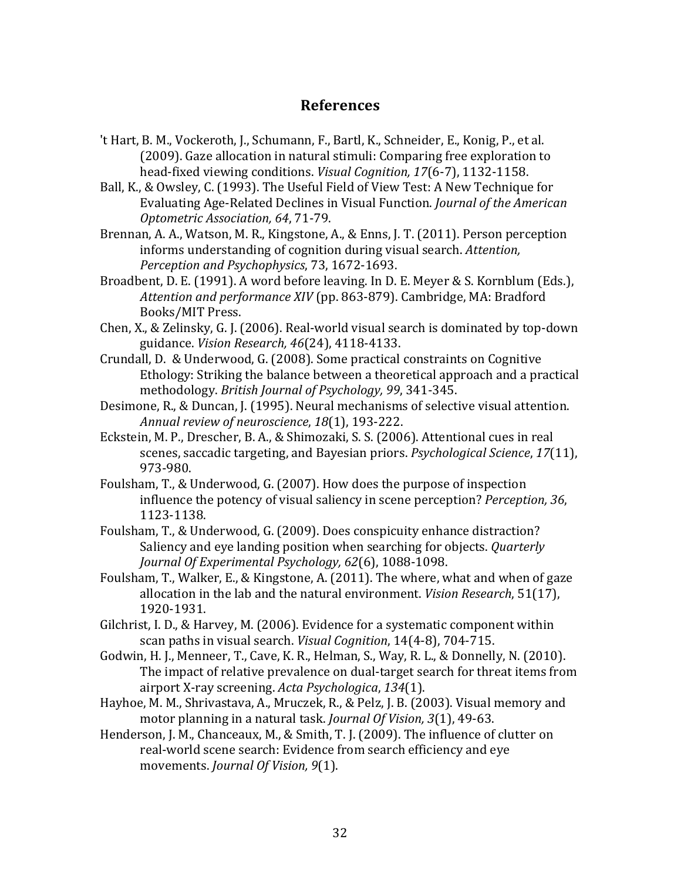## References

't Hart, B. M., Vockeroth, J., Schumann, F., Bartl, K., Schneider, E., Konig, P., et al. (2009). Gaze allocation in natural stimuli: Comparing free exploration to head-fixed viewing conditions. *Visual Cognition, 17*(6-7), 1132-1158.

Ball, K., & Owsley, C. (1993). The Useful Field of View Test: A New Technique for Evaluating Age-Related Declines in Visual Function. *Journal of the American Optometric Association, 64*, 71-79.

Brennan, A. A., Watson, M. R., Kingstone, A., & Enns, J. T. (2011). Person perception informs understanding of cognition during visual search. *Attention, Perception and Psychophysics*, 73, 1672-1693.

Broadbent, D. E. (1991). A word before leaving. In D. E. Meyer & S. Kornblum (Eds.), *Attention and performance XIV* (pp. 863-879). Cambridge, MA: Bradford Books/MIT Press.

Chen, X., & Zelinsky, G. J. (2006). Real-world visual search is dominated by top-down guidance. *Vision Research, 46*(24), 4118-4133.

Crundall, D. & Underwood, G. (2008). Some practical constraints on Cognitive Ethology: Striking the balance between a theoretical approach and a practical methodology. *British Journal of Psychology, 99*, 341-345.

Desimone, R., & Duncan, J. (1995). Neural mechanisms of selective visual attention. *Annual review of neuroscience*, *18*(1), 193-222.

Eckstein, M. P., Drescher, B. A., & Shimozaki, S. S. (2006). Attentional cues in real scenes, saccadic targeting, and Bayesian priors. *Psychological Science*, *17*(11), 973-980.

Foulsham, T., & Underwood, G. (2007). How does the purpose of inspection influence the potency of visual saliency in scene perception? *Perception, 36*, 1123-1138.

Foulsham, T., & Underwood, G. (2009). Does conspicuity enhance distraction? Saliency and eye landing position when searching for objects. *Quarterly Journal Of Experimental Psychology, 62*(6), 1088-1098.

Foulsham, T., Walker, E., & Kingstone, A. (2011). The where, what and when of gaze allocation in the lab and the natural environment. *Vision Research*, 51(17), 1920-1931.

Gilchrist, I. D., & Harvey, M. (2006). Evidence for a systematic component within scan paths in visual search. *Visual Cognition*, 14(4-8), 704-715.

Godwin, H. J., Menneer, T., Cave, K. R., Helman, S., Way, R. L., & Donnelly, N. (2010). The impact of relative prevalence on dual-target search for threat items from airport X-ray screening. *Acta Psychologica*, *134*(1).

Hayhoe, M. M., Shrivastava, A., Mruczek, R., & Pelz, J. B. (2003). Visual memory and motor planning in a natural task. *Journal Of Vision, 3*(1), 49-63.

Henderson, J. M., Chanceaux, M., & Smith, T. J. (2009). The influence of clutter on real-world scene search: Evidence from search efficiency and eye movements. *Journal Of Vision, 9*(1).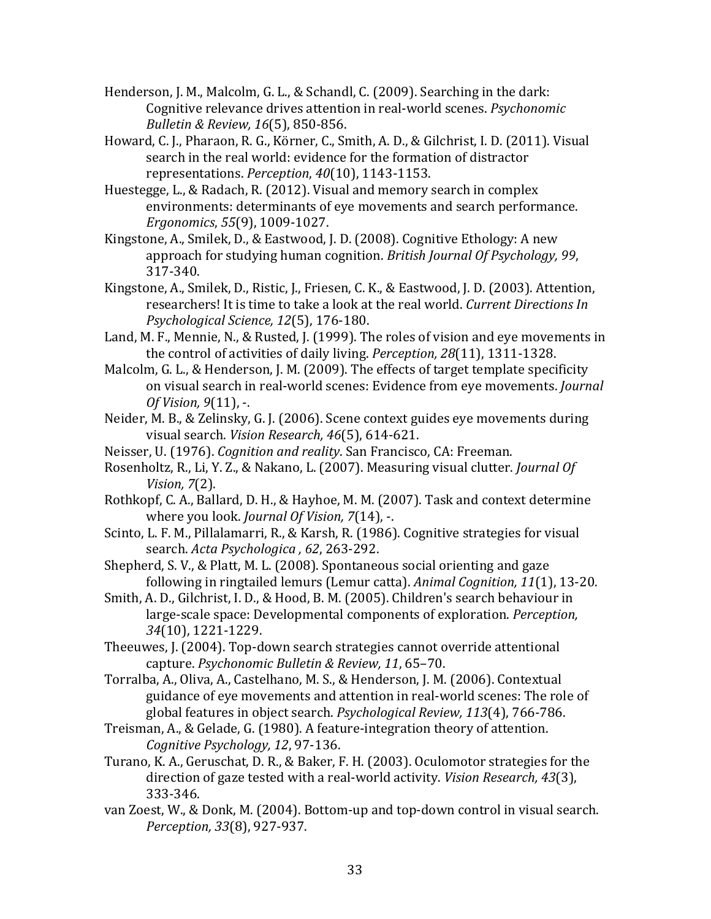Henderson, J. M., Malcolm, G. L., & Schandl, C. (2009). Searching in the dark: Cognitive relevance drives attention in real-world scenes. *Psychonomic Bulletin & Review, 16*(5), 850-856.

Howard, C. J., Pharaon, R. G., Körner, C., Smith, A. D., & Gilchrist, I. D. (2011). Visual search in the real world: evidence for the formation of distractor representations. *Perception*, *40*(10), 1143-1153.

Huestegge, L., & Radach, R. (2012). Visual and memory search in complex environments: determinants of eye movements and search performance. *Ergonomics*, *55*(9), 1009-1027.

Kingstone, A., Smilek, D., & Eastwood, J. D. (2008). Cognitive Ethology: A new approach for studying human cognition. *British Journal Of Psychology, 99*, 317-340.

Kingstone, A., Smilek, D., Ristic, J., Friesen, C. K., & Eastwood, J. D. (2003). Attention, researchers! It is time to take a look at the real world. *Current Directions In Psychological Science, 12*(5), 176-180.

Land, M. F., Mennie, N., & Rusted, J. (1999). The roles of vision and eye movements in the control of activities of daily living. *Perception, 28*(11), 1311-1328.

Malcolm, G. L., & Henderson, J. M. (2009). The effects of target template specificity on visual search in real-world scenes: Evidence from eye movements. *Journal Of Vision, 9*(11), -.

Neider, M. B., & Zelinsky, G. J. (2006). Scene context guides eye movements during visual search. *Vision Research, 46*(5), 614-621.

Neisser, U. (1976). *Cognition and reality*. San Francisco, CA: Freeman.

Rosenholtz, R., Li, Y. Z., & Nakano, L. (2007). Measuring visual clutter. *Journal Of Vision, 7*(2).

Rothkopf, C. A., Ballard, D. H., & Hayhoe, M. M. (2007). Task and context determine where you look. *Journal Of Vision, 7*(14), -.

Scinto, L. F. M., Pillalamarri, R., & Karsh, R. (1986). Cognitive strategies for visual search. *Acta Psychologica , 62*, 263-292.

Shepherd, S. V., & Platt, M. L. (2008). Spontaneous social orienting and gaze following in ringtailed lemurs (Lemur catta). *Animal Cognition, 11*(1), 13-20.

Smith, A. D., Gilchrist, I. D., & Hood, B. M. (2005). Children's search behaviour in large-scale space: Developmental components of exploration. *Perception, 34*(10), 1221-1229.

Theeuwes, J. (2004). Top-down search strategies cannot override attentional capture. *Psychonomic Bulletin & Review, 11*, 65–70.

Torralba, A., Oliva, A., Castelhano, M. S., & Henderson, J. M. (2006). Contextual guidance of eye movements and attention in real-world scenes: The role of global features in object search. *Psychological Review, 113*(4), 766-786.

Treisman, A., & Gelade, G. (1980). A feature-integration theory of attention. *Cognitive Psychology, 12*, 97-136.

Turano, K. A., Geruschat, D. R., & Baker, F. H. (2003). Oculomotor strategies for the direction of gaze tested with a real-world activity. *Vision Research, 43*(3), 333-346.

van Zoest, W., & Donk, M. (2004). Bottom-up and top-down control in visual search. *Perception, 33*(8), 927-937.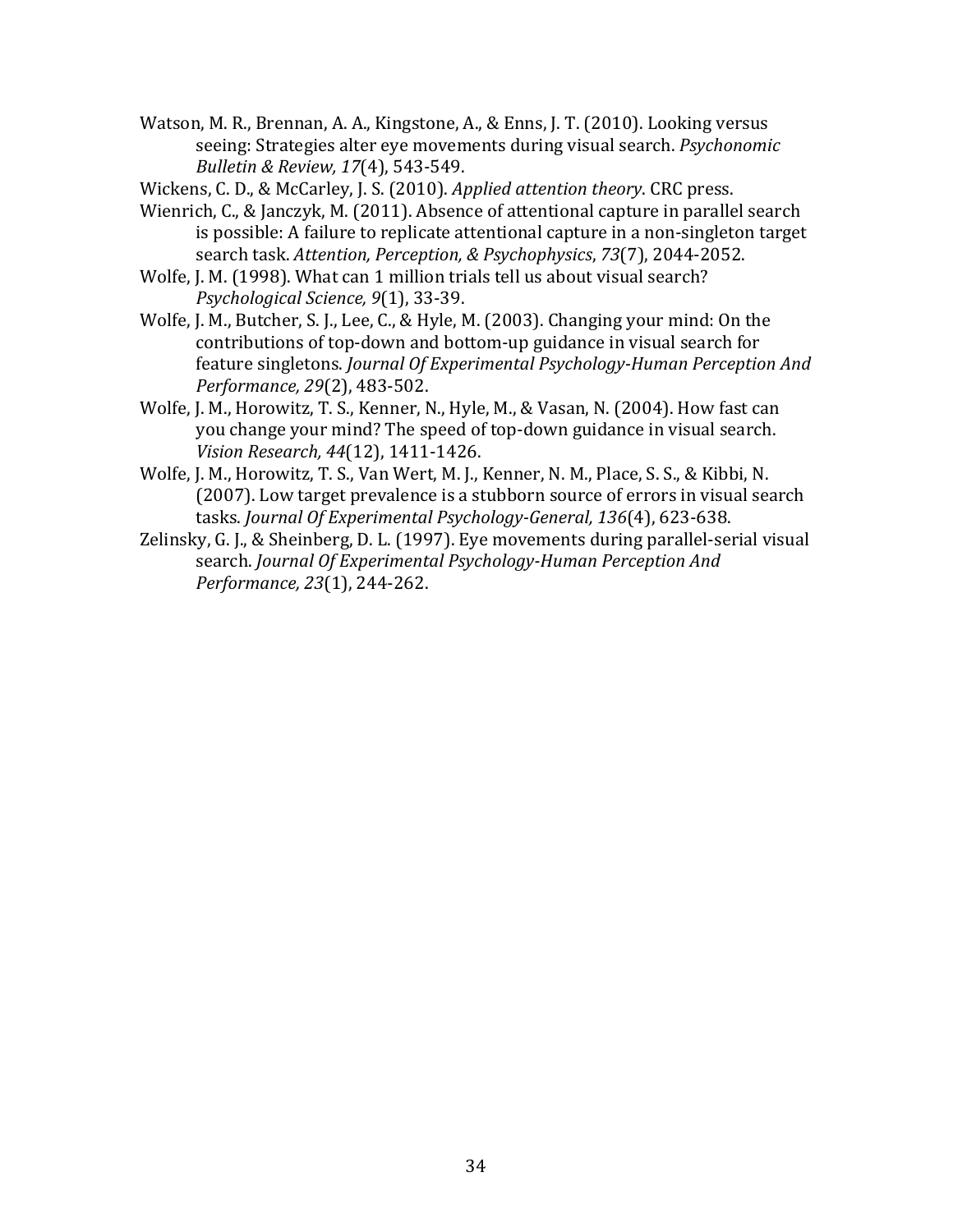Watson, M. R., Brennan, A. A., Kingstone, A., & Enns, J. T. (2010). Looking versus seeing: Strategies alter eye movements during visual search. *Psychonomic Bulletin & Review, 17*(4), 543-549.

Wickens, C. D., & McCarley, J. S. (2010). *Applied attention theory*. CRC press.

Wienrich, C., & Janczyk, M. (2011). Absence of attentional capture in parallel search is possible: A failure to replicate attentional capture in a non-singleton target search task. *Attention, Perception, & Psychophysics*, *73*(7), 2044-2052.

Wolfe, J. M. (1998). What can 1 million trials tell us about visual search? *Psychological Science, 9*(1), 33-39.

Wolfe, J. M., Butcher, S. J., Lee, C., & Hyle, M. (2003). Changing your mind: On the contributions of top-down and bottom-up guidance in visual search for feature singletons. *Journal Of Experimental Psychology-Human Perception And Performance, 29*(2), 483-502.

Wolfe, J. M., Horowitz, T. S., Kenner, N., Hyle, M., & Vasan, N. (2004). How fast can you change your mind? The speed of top-down guidance in visual search. *Vision Research, 44*(12), 1411-1426.

Wolfe, J. M., Horowitz, T. S., Van Wert, M. J., Kenner, N. M., Place, S. S., & Kibbi, N. (2007). Low target prevalence is a stubborn source of errors in visual search tasks. *Journal Of Experimental Psychology-General, 136*(4), 623-638.

Zelinsky, G. J., & Sheinberg, D. L. (1997). Eye movements during parallel-serial visual search. *Journal Of Experimental Psychology-Human Perception And Performance, 23*(1), 244-262.